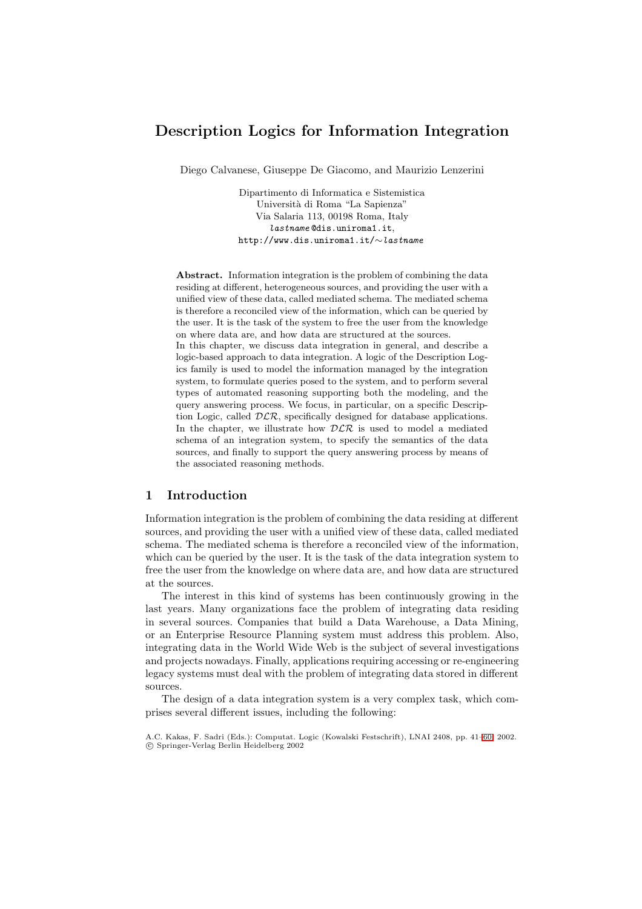# Description Logics for Information Integration

Diego Calvanese, Giuseppe De Giacomo, and Maurizio Lenzerini

Dipartimento di Informatica e Sistemistica
Università di Roma "La Sapienza"
Via Salaria 113, 00198 Roma, Italy
*lastname*@dis.uniroma1.it,
http://www.dis.uniroma1.it/∼*lastname*

**Abstract.** Information integration is the problem of combining the data residing at different, heterogeneous sources, and providing the user with a unified view of these data, called mediated schema. The mediated schema is therefore a reconciled view of the information, which can be queried by the user. It is the task of the system to free the user from the knowledge on where data are, and how data are structured at the sources.
In this chapter, we discuss data integration in general, and describe a logic-based approach to data integration. A logic of the Description Logics family is used to model the information managed by the integration system, to formulate queries posed to the system, and to perform several types of automated reasoning supporting both the modeling, and the query answering process. We focus, in particular, on a specific Description Logic, called $\mathcal{DLR}$, specifically designed for database applications. In the chapter, we illustrate how $\mathcal{DLR}$ is used to model a mediated schema of an integration system, to specify the semantics of the data sources, and finally to support the query answering process by means of the associated reasoning methods.

## 1 Introduction

Information integration is the problem of combining the data residing at different sources, and providing the user with a unified view of these data, called mediated schema. The mediated schema is therefore a reconciled view of the information, which can be queried by the user. It is the task of the data integration system to free the user from the knowledge on where data are, and how data are structured at the sources.

The interest in this kind of systems has been continuously growing in the last years. Many organizations face the problem of integrating data residing in several sources. Companies that build a Data Warehouse, a Data Mining, or an Enterprise Resource Planning system must address this problem. Also, integrating data in the World Wide Web is the subject of several investigations and projects nowadays. Finally, applications requiring accessing or re-engineering legacy systems must deal with the problem of integrating data stored in different sources.

The design of a data integration system is a very complex task, which comprises several different issues, including the following:

A.C. Kakas, F. Sadri (Eds.): Computat. Logic (Kowalski Festschrift), LNAI 2408, pp. 41–60, 2002.
© Springer-Verlag Berlin Heidelberg 2002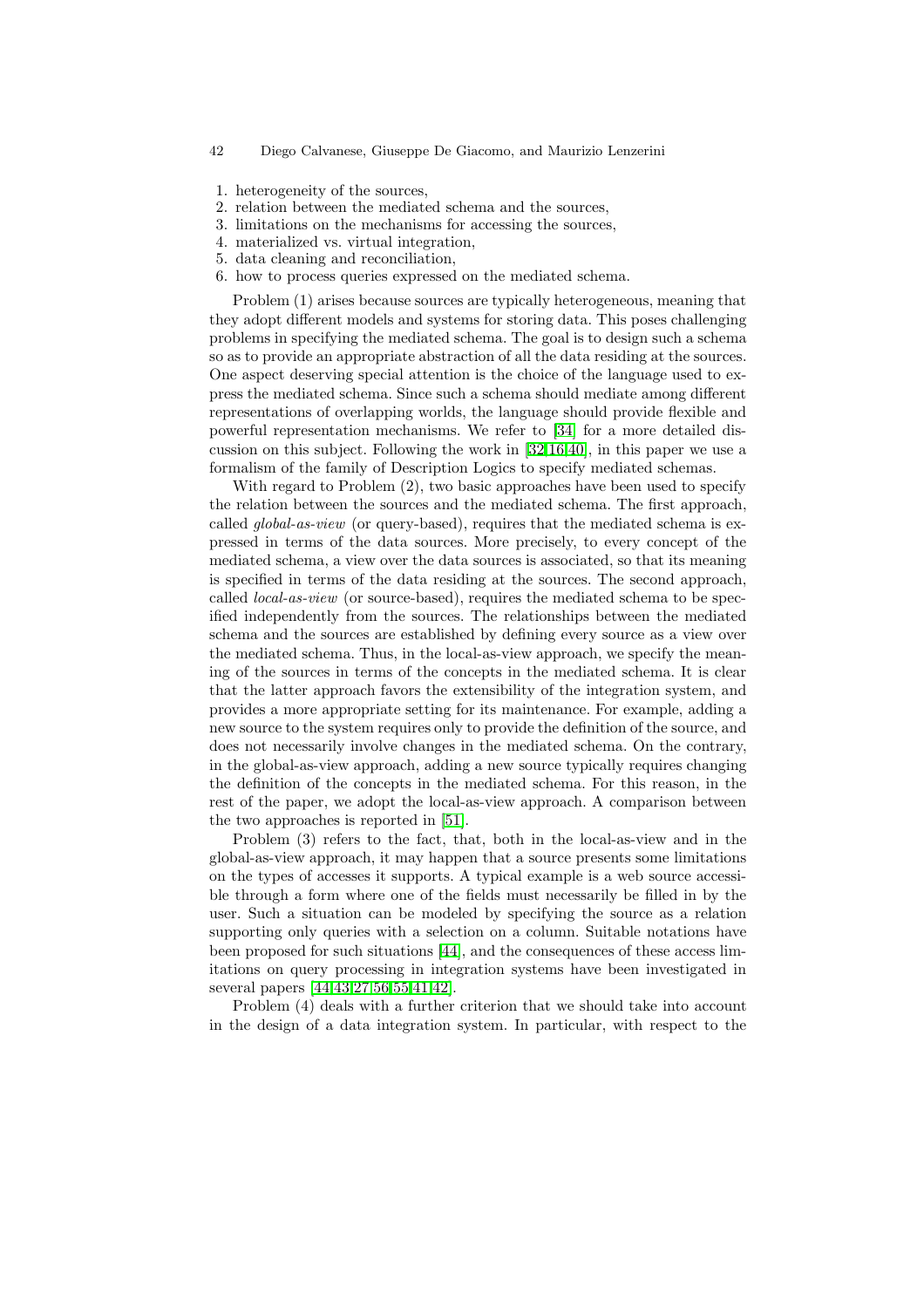1. heterogeneity of the sources,
2. relation between the mediated schema and the sources,
3. limitations on the mechanisms for accessing the sources,
4. materialized vs. virtual integration,
5. data cleaning and reconciliation,
6. how to process queries expressed on the mediated schema.

Problem (1) arises because sources are typically heterogeneous, meaning that they adopt different models and systems for storing data. This poses challenging problems in specifying the mediated schema. The goal is to design such a schema so as to provide an appropriate abstraction of all the data residing at the sources. One aspect deserving special attention is the choice of the language used to express the mediated schema. Since such a schema should mediate among different representations of overlapping worlds, the language should provide flexible and powerful representation mechanisms. We refer to [34] for a more detailed discussion on this subject. Following the work in [32,16,40], in this paper we use a formalism of the family of Description Logics to specify mediated schemas.

With regard to Problem (2), two basic approaches have been used to specify the relation between the sources and the mediated schema. The first approach, called *global-as-view* (or query-based), requires that the mediated schema is expressed in terms of the data sources. More precisely, to every concept of the mediated schema, a view over the data sources is associated, so that its meaning is specified in terms of the data residing at the sources. The second approach, called *local-as-view* (or source-based), requires the mediated schema to be specified independently from the sources. The relationships between the mediated schema and the sources are established by defining every source as a view over the mediated schema. Thus, in the local-as-view approach, we specify the meaning of the sources in terms of the concepts in the mediated schema. It is clear that the latter approach favors the extensibility of the integration system, and provides a more appropriate setting for its maintenance. For example, adding a new source to the system requires only to provide the definition of the source, and does not necessarily involve changes in the mediated schema. On the contrary, in the global-as-view approach, adding a new source typically requires changing the definition of the concepts in the mediated schema. For this reason, in the rest of the paper, we adopt the local-as-view approach. A comparison between the two approaches is reported in [51].

Problem (3) refers to the fact, that, both in the local-as-view and in the global-as-view approach, it may happen that a source presents some limitations on the types of accesses it supports. A typical example is a web source accessible through a form where one of the fields must necessarily be filled in by the user. Such a situation can be modeled by specifying the source as a relation supporting only queries with a selection on a column. Suitable notations have been proposed for such situations [44], and the consequences of these access limitations on query processing in integration systems have been investigated in several papers [44,43,27,56,55,41,42].

Problem (4) deals with a further criterion that we should take into account in the design of a data integration system. In particular, with respect to the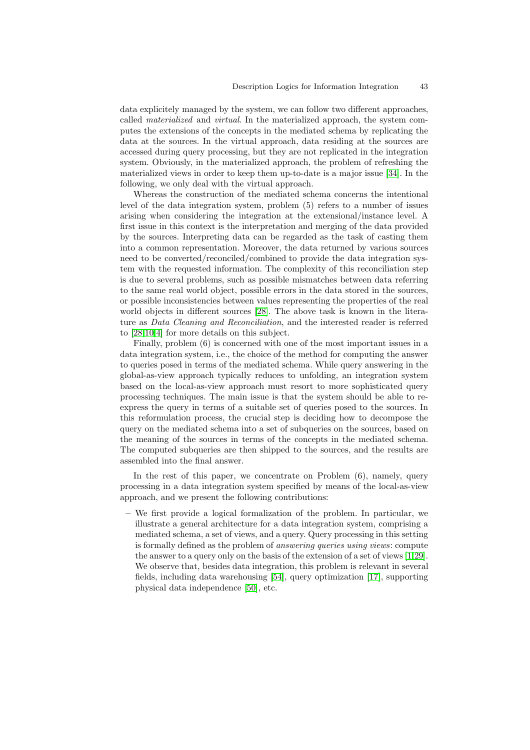data explicitely managed by the system, we can follow two different approaches, called *materialized* and *virtual*. In the materialized approach, the system computes the extensions of the concepts in the mediated schema by replicating the data at the sources. In the virtual approach, data residing at the sources are accessed during query processing, but they are not replicated in the integration system. Obviously, in the materialized approach, the problem of refreshing the materialized views in order to keep them up-to-date is a major issue [34]. In the following, we only deal with the virtual approach.

Whereas the construction of the mediated schema concerns the intentional level of the data integration system, problem (5) refers to a number of issues arising when considering the integration at the extensional/instance level. A first issue in this context is the interpretation and merging of the data provided by the sources. Interpreting data can be regarded as the task of casting them into a common representation. Moreover, the data returned by various sources need to be converted/reconciled/combined to provide the data integration system with the requested information. The complexity of this reconciliation step is due to several problems, such as possible mismatches between data referring to the same real world object, possible errors in the data stored in the sources, or possible inconsistencies between values representing the properties of the real world objects in different sources [28]. The above task is known in the literature as *Data Cleaning and Reconciliation*, and the interested reader is referred to [28,10,4] for more details on this subject.

Finally, problem (6) is concerned with one of the most important issues in a data integration system, i.e., the choice of the method for computing the answer to queries posed in terms of the mediated schema. While query answering in the global-as-view approach typically reduces to unfolding, an integration system based on the local-as-view approach must resort to more sophisticated query processing techniques. The main issue is that the system should be able to re-express the query in terms of a suitable set of queries posed to the sources. In this reformulation process, the crucial step is deciding how to decompose the query on the mediated schema into a set of subqueries on the sources, based on the meaning of the sources in terms of the concepts in the mediated schema. The computed subqueries are then shipped to the sources, and the results are assembled into the final answer.

In the rest of this paper, we concentrate on Problem (6), namely, query processing in a data integration system specified by means of the local-as-view approach, and we present the following contributions:

– We first provide a logical formalization of the problem. In particular, we illustrate a general architecture for a data integration system, comprising a mediated schema, a set of views, and a query. Query processing in this setting is formally defined as the problem of *answering queries using views*: compute the answer to a query only on the basis of the extension of a set of views [1,29]. We observe that, besides data integration, this problem is relevant in several fields, including data warehousing [54], query optimization [17], supporting physical data independence [50], etc.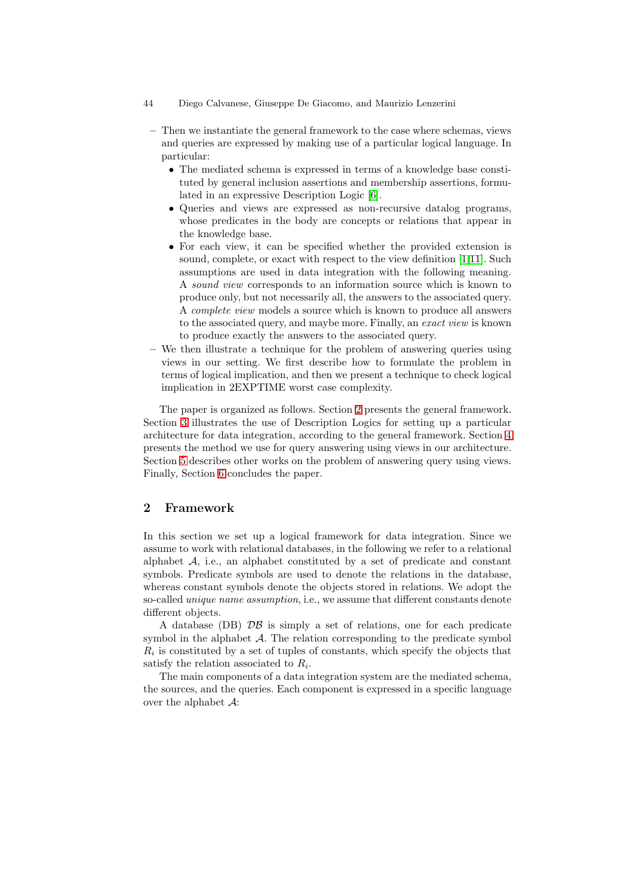- Then we instantiate the general framework to the case where schemas, views and queries are expressed by making use of a particular logical language. In particular:
  - The mediated schema is expressed in terms of a knowledge base constituted by general inclusion assertions and membership assertions, formulated in an expressive Description Logic [6].
  - Queries and views are expressed as non-recursive datalog programs, whose predicates in the body are concepts or relations that appear in the knowledge base.
  - For each view, it can be specified whether the provided extension is sound, complete, or exact with respect to the view definition [1,11]. Such assumptions are used in data integration with the following meaning. A *sound view* corresponds to an information source which is known to produce only, but not necessarily all, the answers to the associated query. A *complete view* models a source which is known to produce all answers to the associated query, and maybe more. Finally, an *exact view* is known to produce exactly the answers to the associated query.
- We then illustrate a technique for the problem of answering queries using views in our setting. We first describe how to formulate the problem in terms of logical implication, and then we present a technique to check logical implication in 2EXPTIME worst case complexity.

The paper is organized as follows. Section 2 presents the general framework. Section 3 illustrates the use of Description Logics for setting up a particular architecture for data integration, according to the general framework. Section 4 presents the method we use for query answering using views in our architecture. Section 5 describes other works on the problem of answering query using views. Finally, Section 6 concludes the paper.

## 2 Framework

In this section we set up a logical framework for data integration. Since we assume to work with relational databases, in the following we refer to a relational alphabet $\mathcal{A}$, i.e., an alphabet constituted by a set of predicate and constant symbols. Predicate symbols are used to denote the relations in the database, whereas constant symbols denote the objects stored in relations. We adopt the so-called *unique name assumption*, i.e., we assume that different constants denote different objects.

A database (DB) $\mathcal{DB}$ is simply a set of relations, one for each predicate symbol in the alphabet $\mathcal{A}$. The relation corresponding to the predicate symbol $R_i$ is constituted by a set of tuples of constants, which specify the objects that satisfy the relation associated to $R_i$.

The main components of a data integration system are the mediated schema, the sources, and the queries. Each component is expressed in a specific language over the alphabet $\mathcal{A}$: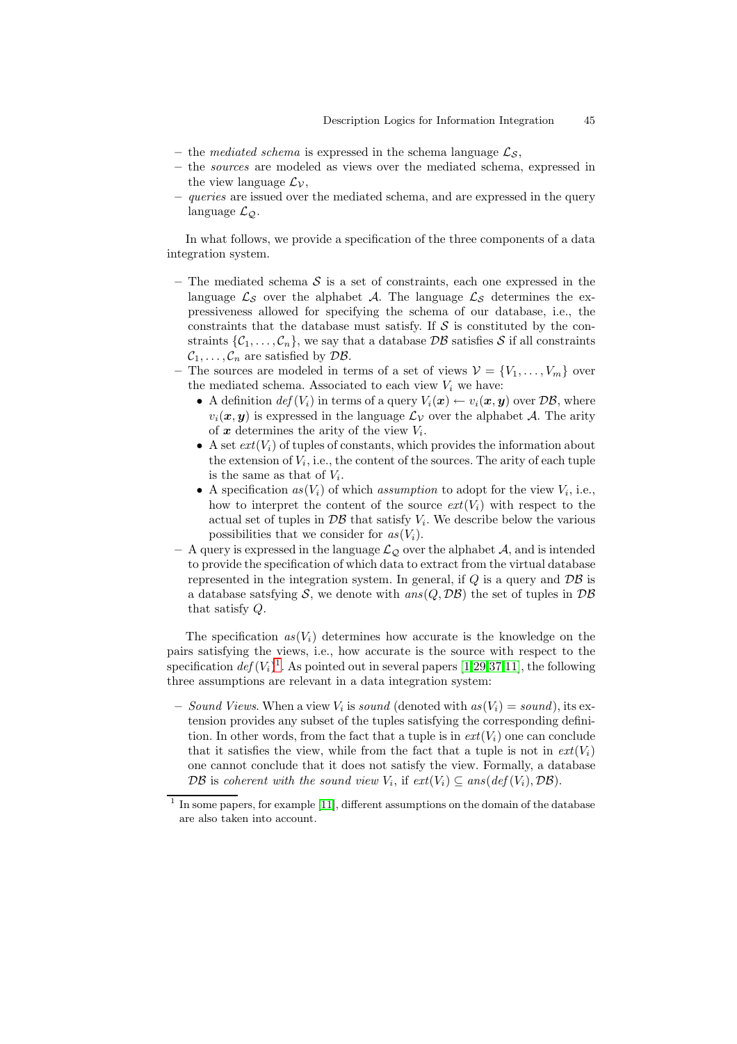- the *mediated schema* is expressed in the schema language $\mathcal{L}_\mathcal{S}$,
- the *sources* are modeled as views over the mediated schema, expressed in the view language $\mathcal{L}_\mathcal{V}$,
- *queries* are issued over the mediated schema, and are expressed in the query language $\mathcal{L}_\mathcal{Q}$.

In what follows, we provide a specification of the three components of a data integration system.

- The mediated schema $\mathcal{S}$ is a set of constraints, each one expressed in the language $\mathcal{L}_\mathcal{S}$ over the alphabet $\mathcal{A}$. The language $\mathcal{L}_\mathcal{S}$ determines the expressiveness allowed for specifying the schema of our database, i.e., the constraints that the database must satisfy. If $\mathcal{S}$ is constituted by the constraints $\{\mathcal{C}_1, \ldots, \mathcal{C}_n\}$, we say that a database $\mathcal{DB}$ satisfies $\mathcal{S}$ if all constraints $\mathcal{C}_1, \ldots, \mathcal{C}_n$ are satisfied by $\mathcal{DB}$.
- The sources are modeled in terms of a set of views $\mathcal{V} = \{V_1, \ldots, V_m\}$ over the mediated schema. Associated to each view $V_i$ we have:
  - A definition $def(V_i)$ in terms of a query $V_i(\boldsymbol{x}) \leftarrow v_i(\boldsymbol{x}, \boldsymbol{y})$ over $\mathcal{DB}$, where $v_i(\boldsymbol{x}, \boldsymbol{y})$ is expressed in the language $\mathcal{L}_\mathcal{V}$ over the alphabet $\mathcal{A}$. The arity of $\boldsymbol{x}$ determines the arity of the view $V_i$.
  - A set $ext(V_i)$ of tuples of constants, which provides the information about the extension of $V_i$, i.e., the content of the sources. The arity of each tuple is the same as that of $V_i$.
  - A specification $as(V_i)$ of which *assumption* to adopt for the view $V_i$, i.e., how to interpret the content of the source $ext(V_i)$ with respect to the actual set of tuples in $\mathcal{DB}$ that satisfy $V_i$. We describe below the various possibilities that we consider for $as(V_i)$.
- A query is expressed in the language $\mathcal{L}_\mathcal{Q}$ over the alphabet $\mathcal{A}$, and is intended to provide the specification of which data to extract from the virtual database represented in the integration system. In general, if $Q$ is a query and $\mathcal{DB}$ is a database satsfying $\mathcal{S}$, we denote with $ans(Q, \mathcal{DB})$ the set of tuples in $\mathcal{DB}$ that satisfy $Q$.

The specification $as(V_i)$ determines how accurate is the knowledge on the pairs satisfying the views, i.e., how accurate is the source with respect to the specification $def(V_i)$[1]. As pointed out in several papers [1,29,37,11], the following three assumptions are relevant in a data integration system:

- *Sound Views*. When a view $V_i$ is *sound* (denoted with $as(V_i) = sound$), its extension provides any subset of the tuples satisfying the corresponding definition. In other words, from the fact that a tuple is in $ext(V_i)$ one can conclude that it satisfies the view, while from the fact that a tuple is not in $ext(V_i)$ one cannot conclude that it does not satisfy the view. Formally, a database $\mathcal{DB}$ is *coherent with the sound view* $V_i$, if $ext(V_i) \subseteq ans(def(V_i), \mathcal{DB})$.

[1] In some papers, for example [11], different assumptions on the domain of the database are also taken into account.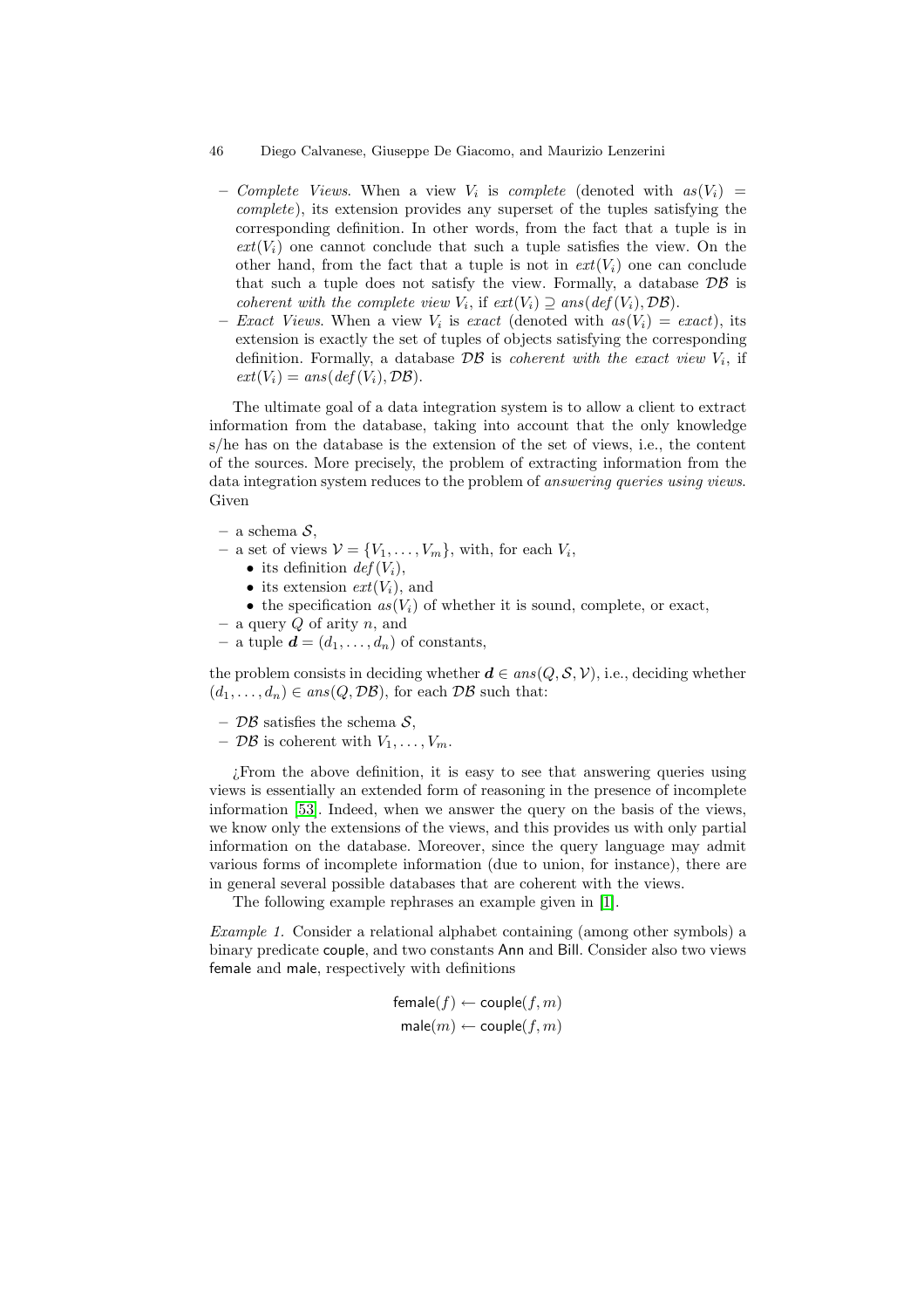- *Complete Views*. When a view $V_i$ is *complete* (denoted with $as(V_i) = complete$), its extension provides any superset of the tuples satisfying the corresponding definition. In other words, from the fact that a tuple is in $ext(V_i)$ one cannot conclude that such a tuple satisfies the view. On the other hand, from the fact that a tuple is not in $ext(V_i)$ one can conclude that such a tuple does not satisfy the view. Formally, a database $\mathcal{DB}$ is *coherent with the complete view* $V_i$, if $ext(V_i) \supseteq ans(def(V_i), \mathcal{DB})$.
- *Exact Views*. When a view $V_i$ is *exact* (denoted with $as(V_i) = exact$), its extension is exactly the set of tuples of objects satisfying the corresponding definition. Formally, a database $\mathcal{DB}$ is *coherent with the exact view* $V_i$, if $ext(V_i) = ans(def(V_i), \mathcal{DB})$.

The ultimate goal of a data integration system is to allow a client to extract information from the database, taking into account that the only knowledge s/he has on the database is the extension of the set of views, i.e., the content of the sources. More precisely, the problem of extracting information from the data integration system reduces to the problem of *answering queries using views*. Given

- a schema $\mathcal{S}$,
- a set of views $\mathcal{V} = \{V_1, \ldots, V_m\}$, with, for each $V_i$,
  - its definition $def(V_i)$,
  - its extension $ext(V_i)$, and
  - the specification $as(V_i)$ of whether it is sound, complete, or exact,
- a query $Q$ of arity $n$, and
- a tuple $\boldsymbol{d} = (d_1, \ldots, d_n)$ of constants,

the problem consists in deciding whether $\boldsymbol{d} \in ans(Q, \mathcal{S}, \mathcal{V})$, i.e., deciding whether $(d_1, \ldots, d_n) \in ans(Q, \mathcal{DB})$, for each $\mathcal{DB}$ such that:

- $\mathcal{DB}$ satisfies the schema $\mathcal{S}$,
- $\mathcal{DB}$ is coherent with $V_1, \ldots, V_m$.

¿From the above definition, it is easy to see that answering queries using views is essentially an extended form of reasoning in the presence of incomplete information [53]. Indeed, when we answer the query on the basis of the views, we know only the extensions of the views, and this provides us with only partial information on the database. Moreover, since the query language may admit various forms of incomplete information (due to union, for instance), there are in general several possible databases that are coherent with the views.

The following example rephrases an example given in [1].

*Example 1.* Consider a relational alphabet containing (among other symbols) a binary predicate couple, and two constants Ann and Bill. Consider also two views female and male, respectively with definitions

$$\mathsf{female}(f) \leftarrow \mathsf{couple}(f, m)$$
$$\mathsf{male}(m) \leftarrow \mathsf{couple}(f, m)$$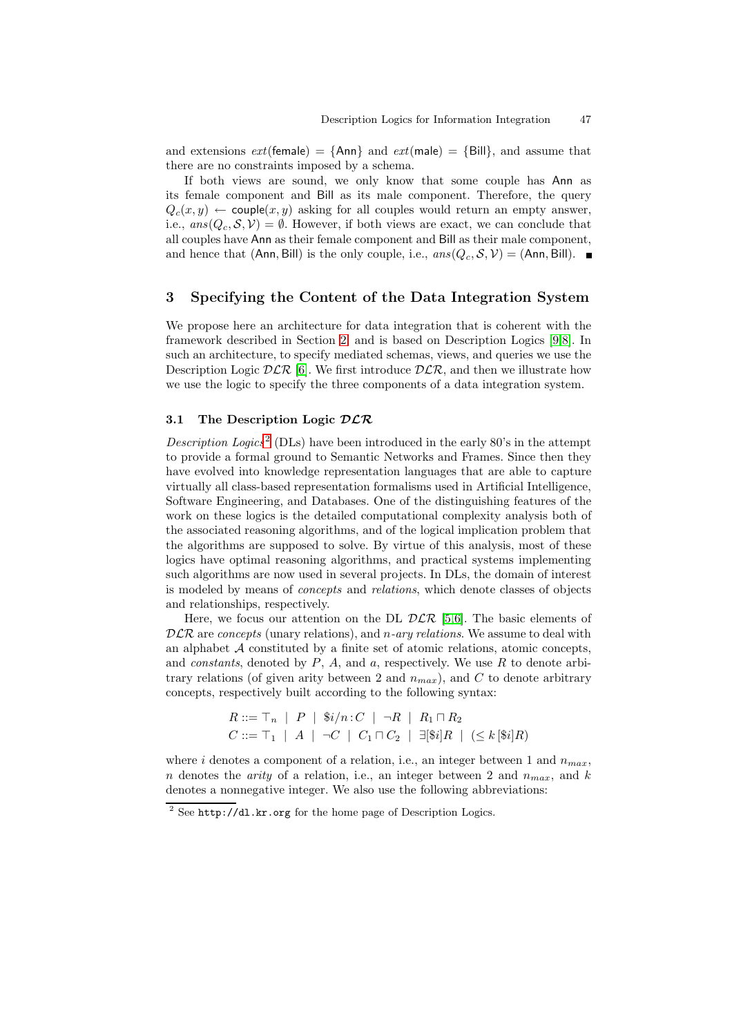and extensions $ext(\mathsf{female}) = \{\mathsf{Ann}\}$ and $ext(\mathsf{male}) = \{\mathsf{Bill}\}$, and assume that there are no constraints imposed by a schema.

If both views are sound, we only know that some couple has Ann as its female component and Bill as its male component. Therefore, the query $Q_c(x, y) \leftarrow \mathsf{couple}(x, y)$ asking for all couples would return an empty answer, i.e., $ans(Q_c, \mathcal{S}, \mathcal{V}) = \emptyset$. However, if both views are exact, we can conclude that all couples have Ann as their female component and Bill as their male component, and hence that (Ann, Bill) is the only couple, i.e., $ans(Q_c, \mathcal{S}, \mathcal{V}) = (\mathsf{Ann}, \mathsf{Bill})$. ■

## 3 Specifying the Content of the Data Integration System

We propose here an architecture for data integration that is coherent with the framework described in Section 2, and is based on Description Logics [9,8]. In such an architecture, to specify mediated schemas, views, and queries we use the Description Logic $\mathcal{DLR}$ [6]. We first introduce $\mathcal{DLR}$, and then we illustrate how we use the logic to specify the three components of a data integration system.

### 3.1 The Description Logic $\mathcal{DLR}$

*Description Logics*[2] (DLs) have been introduced in the early 80's in the attempt to provide a formal ground to Semantic Networks and Frames. Since then they have evolved into knowledge representation languages that are able to capture virtually all class-based representation formalisms used in Artificial Intelligence, Software Engineering, and Databases. One of the distinguishing features of the work on these logics is the detailed computational complexity analysis both of the associated reasoning algorithms, and of the logical implication problem that the algorithms are supposed to solve. By virtue of this analysis, most of these logics have optimal reasoning algorithms, and practical systems implementing such algorithms are now used in several projects. In DLs, the domain of interest is modeled by means of *concepts* and *relations*, which denote classes of objects and relationships, respectively.

Here, we focus our attention on the DL $\mathcal{DLR}$ [5,6]. The basic elements of $\mathcal{DLR}$ are *concepts* (unary relations), and *n-ary relations*. We assume to deal with an alphabet $\mathcal{A}$ constituted by a finite set of atomic relations, atomic concepts, and *constants*, denoted by $P$, $A$, and $a$, respectively. We use $R$ to denote arbitrary relations (of given arity between 2 and $n_{max}$), and $C$ to denote arbitrary concepts, respectively built according to the following syntax:

$$R ::= \top_n \mid P \mid \$i/n : C \mid \neg R \mid R_1 \sqcap R_2$$
$$C ::= \top_1 \mid A \mid \neg C \mid C_1 \sqcap C_2 \mid \exists[\$i]R \mid (\leq k\, [\$i]R)$$

where $i$ denotes a component of a relation, i.e., an integer between 1 and $n_{max}$, $n$ denotes the *arity* of a relation, i.e., an integer between 2 and $n_{max}$, and $k$ denotes a nonnegative integer. We also use the following abbreviations:

[2] See `http://dl.kr.org` for the home page of Description Logics.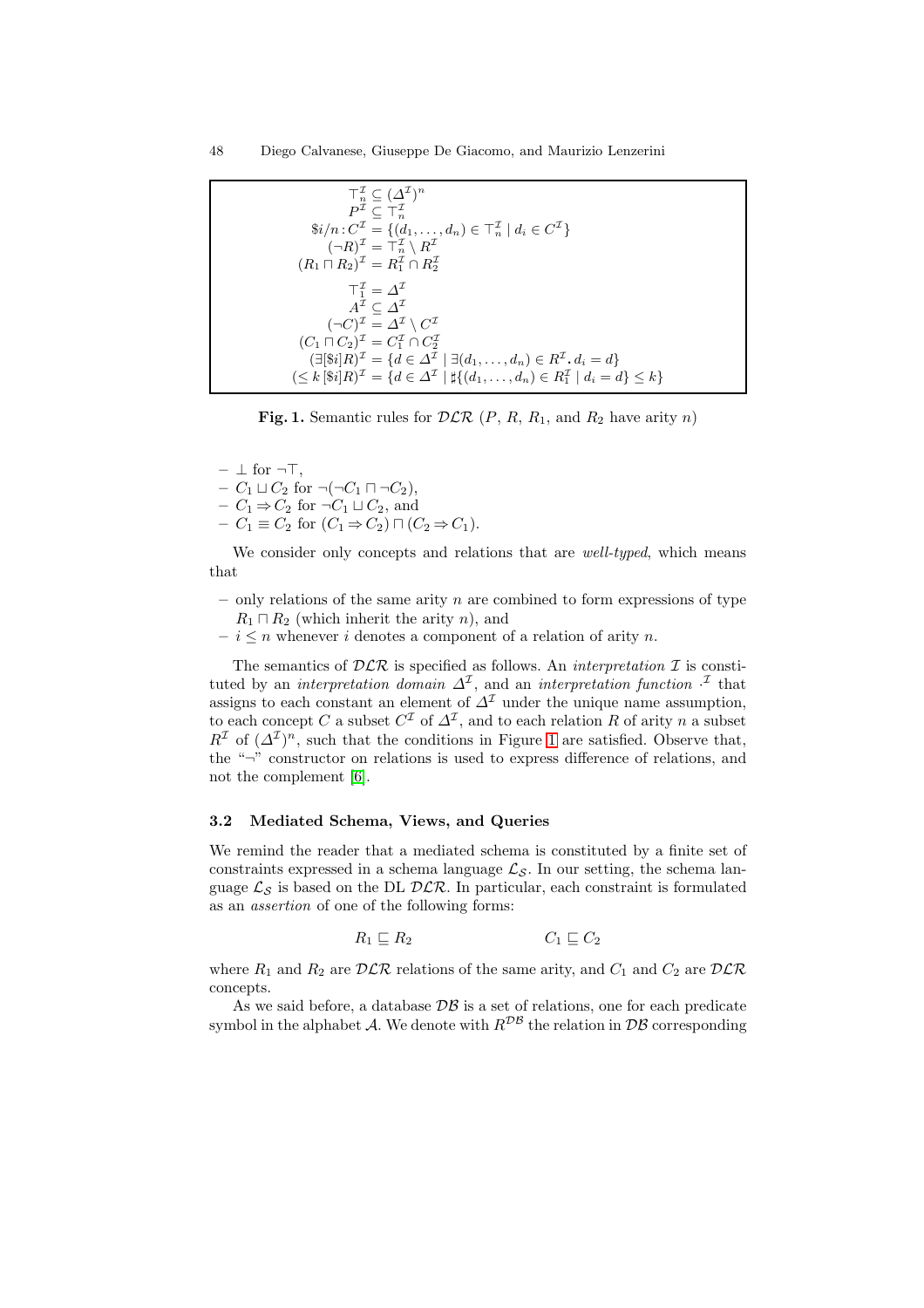$$
\begin{aligned}
\top_n^{\mathcal{I}} &\subseteq (\Delta^{\mathcal{I}})^n \\
P^{\mathcal{I}} &\subseteq \top_n^{\mathcal{I}} \\
\$i/n : C^{\mathcal{I}} &= \{(d_1, \ldots, d_n) \in \top_n^{\mathcal{I}} \mid d_i \in C^{\mathcal{I}}\} \\
(\neg R)^{\mathcal{I}} &= \top_n^{\mathcal{I}} \setminus R^{\mathcal{I}} \\
(R_1 \sqcap R_2)^{\mathcal{I}} &= R_1^{\mathcal{I}} \cap R_2^{\mathcal{I}} \\
\top_1^{\mathcal{I}} &= \Delta^{\mathcal{I}} \\
A^{\mathcal{I}} &\subseteq \Delta^{\mathcal{I}} \\
(\neg C)^{\mathcal{I}} &= \Delta^{\mathcal{I}} \setminus C^{\mathcal{I}} \\
(C_1 \sqcap C_2)^{\mathcal{I}} &= C_1^{\mathcal{I}} \cap C_2^{\mathcal{I}} \\
(\exists[\$i]R)^{\mathcal{I}} &= \{d \in \Delta^{\mathcal{I}} \mid \exists (d_1, \ldots, d_n) \in R^{\mathcal{I}}.\, d_i = d\} \\
(\leq k\, [\$i]R)^{\mathcal{I}} &= \{d \in \Delta^{\mathcal{I}} \mid \sharp\{(d_1, \ldots, d_n) \in R_1^{\mathcal{I}} \mid d_i = d\} \leq k\}
\end{aligned}
$$

**Fig. 1.** Semantic rules for $\mathcal{DLR}$ ($P$, $R$, $R_1$, and $R_2$ have arity $n$)

- $\bot$ for $\neg\top$,
- $C_1 \sqcup C_2$ for $\neg(\neg C_1 \sqcap \neg C_2)$,
- $C_1 \Rightarrow C_2$ for $\neg C_1 \sqcup C_2$, and
- $C_1 \equiv C_2$ for $(C_1 \Rightarrow C_2) \sqcap (C_2 \Rightarrow C_1)$.

We consider only concepts and relations that are *well-typed*, which means that

- only relations of the same arity $n$ are combined to form expressions of type $R_1 \sqcap R_2$ (which inherit the arity $n$), and
- $i \leq n$ whenever $i$ denotes a component of a relation of arity $n$.

The semantics of $\mathcal{DLR}$ is specified as follows. An *interpretation* $\mathcal{I}$ is constituted by an *interpretation domain* $\Delta^{\mathcal{I}}$, and an *interpretation function* $\cdot^{\mathcal{I}}$ that assigns to each constant an element of $\Delta^{\mathcal{I}}$ under the unique name assumption, to each concept $C$ a subset $C^{\mathcal{I}}$ of $\Delta^{\mathcal{I}}$, and to each relation $R$ of arity $n$ a subset $R^{\mathcal{I}}$ of $(\Delta^{\mathcal{I}})^n$, such that the conditions in Figure 1 are satisfied. Observe that, the "$\neg$" constructor on relations is used to express difference of relations, and not the complement [6].

### 3.2 Mediated Schema, Views, and Queries

We remind the reader that a mediated schema is constituted by a finite set of constraints expressed in a schema language $\mathcal{L_S}$. In our setting, the schema language $\mathcal{L_S}$ is based on the DL $\mathcal{DLR}$. In particular, each constraint is formulated as an *assertion* of one of the following forms:

$$
R_1 \sqsubseteq R_2 \qquad\qquad C_1 \sqsubseteq C_2
$$

where $R_1$ and $R_2$ are $\mathcal{DLR}$ relations of the same arity, and $C_1$ and $C_2$ are $\mathcal{DLR}$ concepts.

As we said before, a database $\mathcal{DB}$ is a set of relations, one for each predicate symbol in the alphabet $\mathcal{A}$. We denote with $R^{\mathcal{DB}}$ the relation in $\mathcal{DB}$ corresponding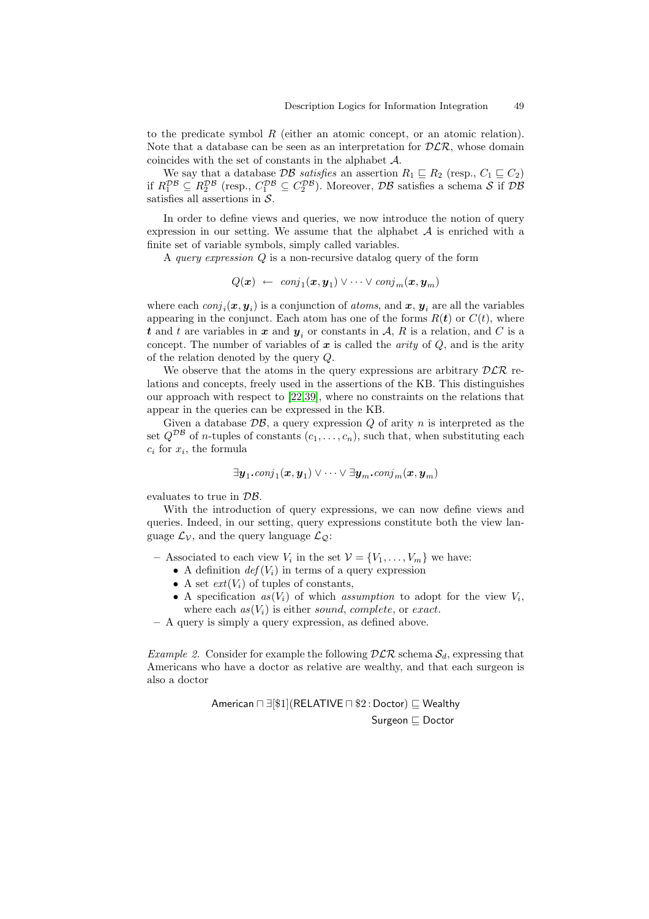to the predicate symbol $R$ (either an atomic concept, or an atomic relation). Note that a database can be seen as an interpretation for $\mathcal{DLR}$, whose domain coincides with the set of constants in the alphabet $\mathcal{A}$.

We say that a database $\mathcal{DB}$ *satisfies* an assertion $R_1 \sqsubseteq R_2$ (resp., $C_1 \sqsubseteq C_2$) if $R_1^{\mathcal{DB}} \subseteq R_2^{\mathcal{DB}}$ (resp., $C_1^{\mathcal{DB}} \subseteq C_2^{\mathcal{DB}}$). Moreover, $\mathcal{DB}$ satisfies a schema $\mathcal{S}$ if $\mathcal{DB}$ satisfies all assertions in $\mathcal{S}$.

In order to define views and queries, we now introduce the notion of query expression in our setting. We assume that the alphabet $\mathcal{A}$ is enriched with a finite set of variable symbols, simply called variables.

A *query expression* $Q$ is a non-recursive datalog query of the form

$$Q(\boldsymbol{x}) \;\leftarrow\; conj_1(\boldsymbol{x}, \boldsymbol{y}_1) \vee \cdots \vee conj_m(\boldsymbol{x}, \boldsymbol{y}_m)$$

where each $conj_i(\boldsymbol{x}, \boldsymbol{y}_i)$ is a conjunction of *atoms*, and $\boldsymbol{x}$, $\boldsymbol{y}_i$ are all the variables appearing in the conjunct. Each atom has one of the forms $R(\boldsymbol{t})$ or $C(t)$, where $\boldsymbol{t}$ and $t$ are variables in $\boldsymbol{x}$ and $\boldsymbol{y}_i$ or constants in $\mathcal{A}$, $R$ is a relation, and $C$ is a concept. The number of variables of $\boldsymbol{x}$ is called the *arity* of $Q$, and is the arity of the relation denoted by the query $Q$.

We observe that the atoms in the query expressions are arbitrary $\mathcal{DLR}$ relations and concepts, freely used in the assertions of the KB. This distinguishes our approach with respect to [22,39], where no constraints on the relations that appear in the queries can be expressed in the KB.

Given a database $\mathcal{DB}$, a query expression $Q$ of arity $n$ is interpreted as the set $Q^{\mathcal{DB}}$ of $n$-tuples of constants $(c_1, \ldots, c_n)$, such that, when substituting each $c_i$ for $x_i$, the formula

$$\exists \boldsymbol{y}_1 . conj_1(\boldsymbol{x}, \boldsymbol{y}_1) \vee \cdots \vee \exists \boldsymbol{y}_m . conj_m(\boldsymbol{x}, \boldsymbol{y}_m)$$

evaluates to true in $\mathcal{DB}$.

With the introduction of query expressions, we can now define views and queries. Indeed, in our setting, query expressions constitute both the view language $\mathcal{L}_\mathcal{V}$, and the query language $\mathcal{L}_\mathcal{Q}$:

- Associated to each view $V_i$ in the set $\mathcal{V} = \{V_1, \ldots, V_m\}$ we have:
  - A definition $def(V_i)$ in terms of a query expression
  - A set $ext(V_i)$ of tuples of constants,
  - A specification $as(V_i)$ of which *assumption* to adopt for the view $V_i$, where each $as(V_i)$ is either *sound*, *complete*, or *exact*.
- A query is simply a query expression, as defined above.

*Example 2.* Consider for example the following $\mathcal{DLR}$ schema $\mathcal{S}_d$, expressing that Americans who have a doctor as relative are wealthy, and that each surgeon is also a doctor

$$\mathsf{American} \sqcap \exists[\$1](\mathsf{RELATIVE} \sqcap \$2 : \mathsf{Doctor}) \sqsubseteq \mathsf{Wealthy}$$
$$\mathsf{Surgeon} \sqsubseteq \mathsf{Doctor}$$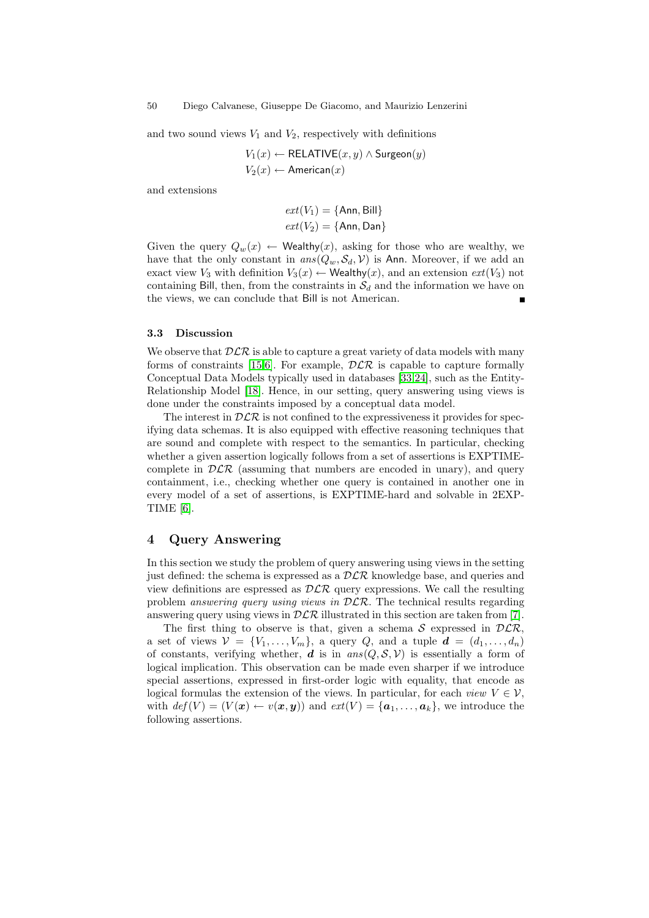and two sound views $V_1$ and $V_2$, respectively with definitions

$$V_1(x) \leftarrow \mathsf{RELATIVE}(x, y) \land \mathsf{Surgeon}(y)$$
$$V_2(x) \leftarrow \mathsf{American}(x)$$

and extensions

$$ext(V_1) = \{\mathsf{Ann}, \mathsf{Bill}\}$$
$$ext(V_2) = \{\mathsf{Ann}, \mathsf{Dan}\}$$

Given the query $Q_w(x) \leftarrow \mathsf{Wealthy}(x)$, asking for those who are wealthy, we have that the only constant in $ans(Q_w, \mathcal{S}_d, \mathcal{V})$ is Ann. Moreover, if we add an exact view $V_3$ with definition $V_3(x) \leftarrow \mathsf{Wealthy}(x)$, and an extension $ext(V_3)$ not containing Bill, then, from the constraints in $\mathcal{S}_d$ and the information we have on the views, we can conclude that Bill is not American. ∎

### 3.3 Discussion

We observe that $\mathcal{DLR}$ is able to capture a great variety of data models with many forms of constraints [15,6]. For example, $\mathcal{DLR}$ is capable to capture formally Conceptual Data Models typically used in databases [33,24], such as the Entity-Relationship Model [18]. Hence, in our setting, query answering using views is done under the constraints imposed by a conceptual data model.

The interest in $\mathcal{DLR}$ is not confined to the expressiveness it provides for specifying data schemas. It is also equipped with effective reasoning techniques that are sound and complete with respect to the semantics. In particular, checking whether a given assertion logically follows from a set of assertions is EXPTIME-complete in $\mathcal{DLR}$ (assuming that numbers are encoded in unary), and query containment, i.e., checking whether one query is contained in another one in every model of a set of assertions, is EXPTIME-hard and solvable in 2EXP-TIME [6].

## 4 Query Answering

In this section we study the problem of query answering using views in the setting just defined: the schema is expressed as a $\mathcal{DLR}$ knowledge base, and queries and view definitions are espressed as $\mathcal{DLR}$ query expressions. We call the resulting problem *answering query using views in* $\mathcal{DLR}$. The technical results regarding answering query using views in $\mathcal{DLR}$ illustrated in this section are taken from [7].

The first thing to observe is that, given a schema $\mathcal{S}$ expressed in $\mathcal{DLR}$, a set of views $\mathcal{V} = \{V_1, \ldots, V_m\}$, a query $Q$, and a tuple $\boldsymbol{d} = (d_1, \ldots, d_n)$ of constants, verifying whether, $\boldsymbol{d}$ is in $ans(Q, \mathcal{S}, \mathcal{V})$ is essentially a form of logical implication. This observation can be made even sharper if we introduce special assertions, expressed in first-order logic with equality, that encode as logical formulas the extension of the views. In particular, for each *view* $V \in \mathcal{V}$, with $def(V) = (V(\boldsymbol{x}) \leftarrow v(\boldsymbol{x}, \boldsymbol{y}))$ and $ext(V) = \{\boldsymbol{a}_1, \ldots, \boldsymbol{a}_k\}$, we introduce the following assertions.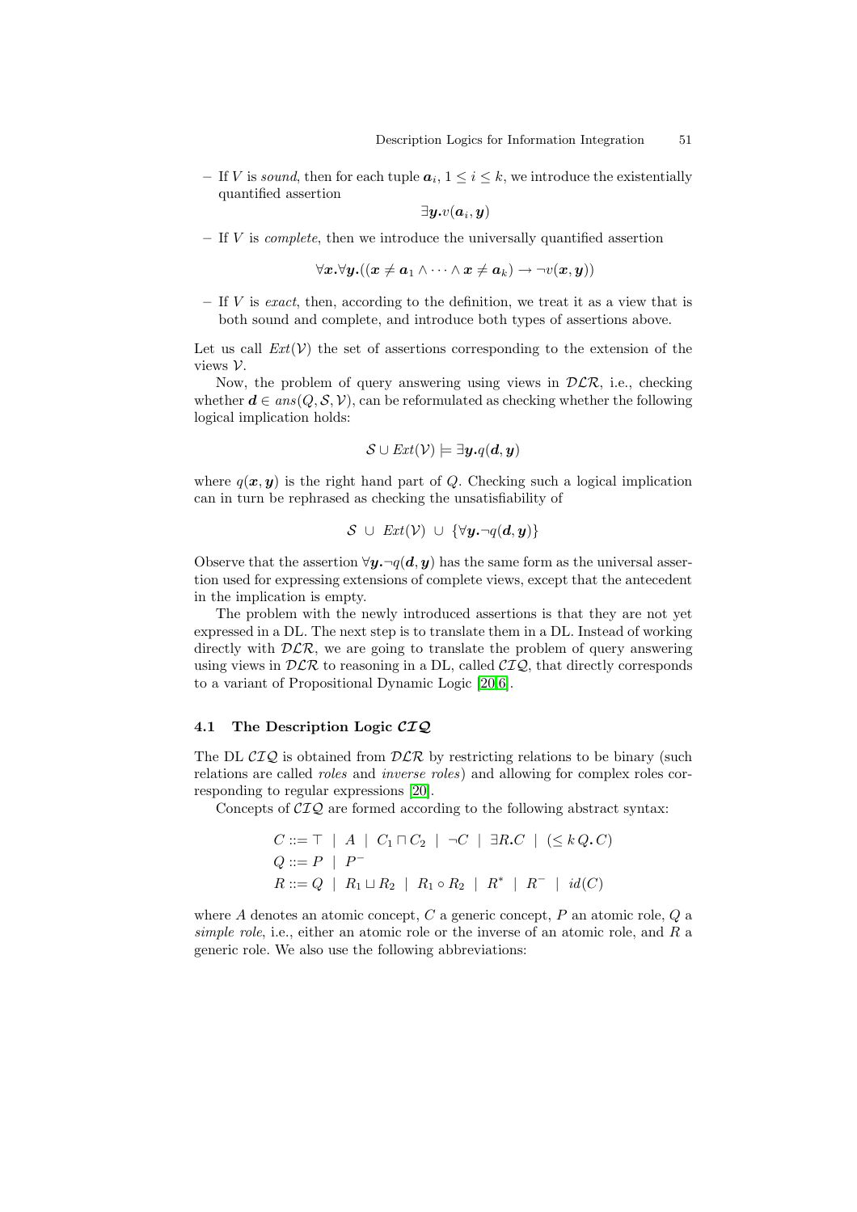- If $V$ is *sound*, then for each tuple $\boldsymbol{a}_i$, $1 \leq i \leq k$, we introduce the existentially quantified assertion

$$\exists \boldsymbol{y}. v(\boldsymbol{a}_i, \boldsymbol{y})$$

- If $V$ is *complete*, then we introduce the universally quantified assertion

$$\forall \boldsymbol{x}. \forall \boldsymbol{y}. ((\boldsymbol{x} \neq \boldsymbol{a}_1 \wedge \cdots \wedge \boldsymbol{x} \neq \boldsymbol{a}_k) \rightarrow \neg v(\boldsymbol{x}, \boldsymbol{y}))$$

- If $V$ is *exact*, then, according to the definition, we treat it as a view that is both sound and complete, and introduce both types of assertions above.

Let us call $Ext(\mathcal{V})$ the set of assertions corresponding to the extension of the views $\mathcal{V}$.

Now, the problem of query answering using views in $\mathcal{DLR}$, i.e., checking whether $\boldsymbol{d} \in ans(Q, \mathcal{S}, \mathcal{V})$, can be reformulated as checking whether the following logical implication holds:

$$\mathcal{S} \cup Ext(\mathcal{V}) \models \exists \boldsymbol{y}. q(\boldsymbol{d}, \boldsymbol{y})$$

where $q(\boldsymbol{x}, \boldsymbol{y})$ is the right hand part of $Q$. Checking such a logical implication can in turn be rephrased as checking the unsatisfiability of

$$\mathcal{S} \ \cup \ Ext(\mathcal{V}) \ \cup \ \{\forall \boldsymbol{y}. \neg q(\boldsymbol{d}, \boldsymbol{y})\}$$

Observe that the assertion $\forall \boldsymbol{y}. \neg q(\boldsymbol{d}, \boldsymbol{y})$ has the same form as the universal assertion used for expressing extensions of complete views, except that the antecedent in the implication is empty.

The problem with the newly introduced assertions is that they are not yet expressed in a DL. The next step is to translate them in a DL. Instead of working directly with $\mathcal{DLR}$, we are going to translate the problem of query answering using views in $\mathcal{DLR}$ to reasoning in a DL, called $\mathcal{CIQ}$, that directly corresponds to a variant of Propositional Dynamic Logic [20,6].

### 4.1 The Description Logic $\mathcal{CIQ}$

The DL $\mathcal{CIQ}$ is obtained from $\mathcal{DLR}$ by restricting relations to be binary (such relations are called *roles* and *inverse roles*) and allowing for complex roles corresponding to regular expressions [20].

Concepts of $\mathcal{CIQ}$ are formed according to the following abstract syntax:

$$\begin{aligned}
C &::= \top \ \mid \ A \ \mid \ C_1 \sqcap C_2 \ \mid \ \neg C \ \mid \ \exists R. C \ \mid \ (\leq k\, Q. C) \\
Q &::= P \ \mid \ P^- \\
R &::= Q \ \mid \ R_1 \sqcup R_2 \ \mid \ R_1 \circ R_2 \ \mid \ R^* \ \mid \ R^- \ \mid \ id(C)
\end{aligned}$$

where $A$ denotes an atomic concept, $C$ a generic concept, $P$ an atomic role, $Q$ a *simple role*, i.e., either an atomic role or the inverse of an atomic role, and $R$ a generic role. We also use the following abbreviations: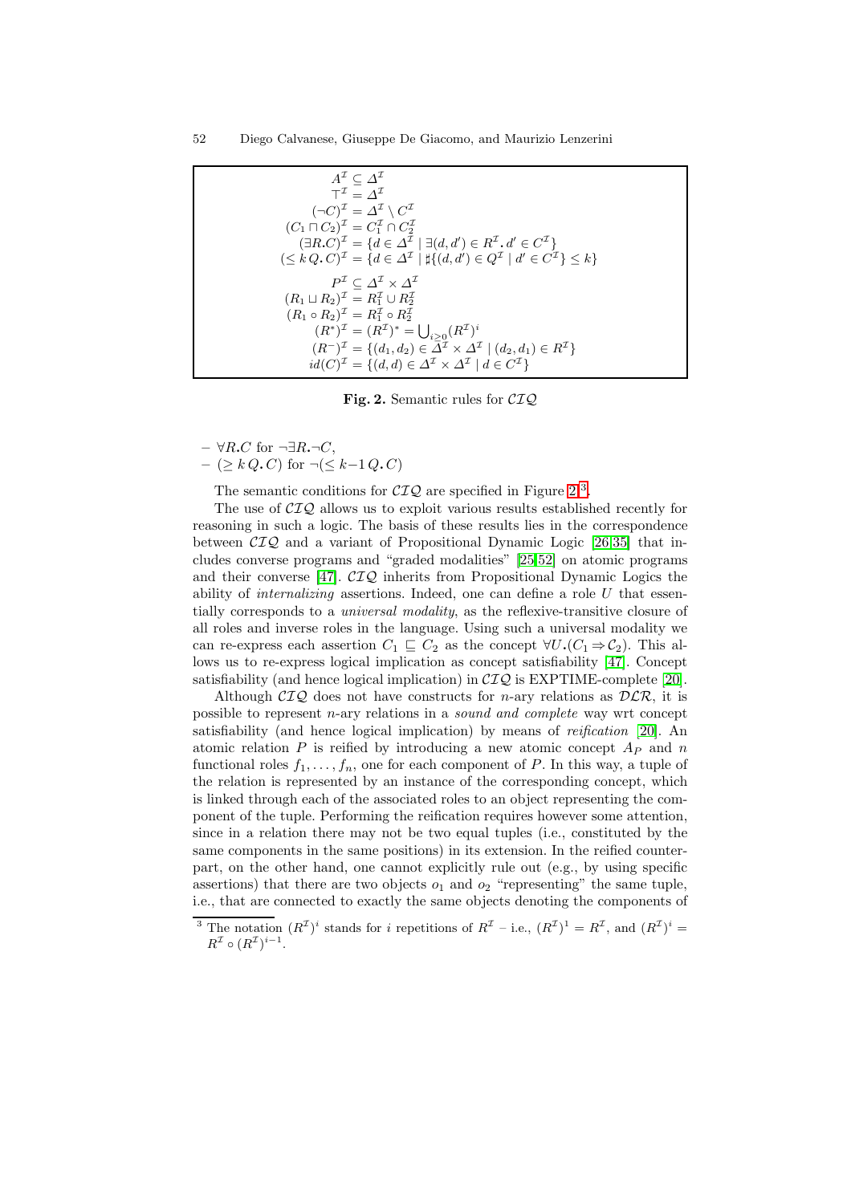$$
\begin{aligned}
A^{\mathcal{I}} &\subseteq \Delta^{\mathcal{I}} \\
\top^{\mathcal{I}} &= \Delta^{\mathcal{I}} \\
(\neg C)^{\mathcal{I}} &= \Delta^{\mathcal{I}} \setminus C^{\mathcal{I}} \\
(C_1 \sqcap C_2)^{\mathcal{I}} &= C_1^{\mathcal{I}} \cap C_2^{\mathcal{I}} \\
(\exists R.C)^{\mathcal{I}} &= \{d \in \Delta^{\mathcal{I}} \mid \exists (d,d') \in R^{\mathcal{I}}.\, d' \in C^{\mathcal{I}}\} \\
(\leq k\, Q.\, C)^{\mathcal{I}} &= \{d \in \Delta^{\mathcal{I}} \mid \sharp\{(d,d') \in Q^{\mathcal{I}} \mid d' \in C^{\mathcal{I}}\} \leq k\} \\
P^{\mathcal{I}} &\subseteq \Delta^{\mathcal{I}} \times \Delta^{\mathcal{I}} \\
(R_1 \sqcup R_2)^{\mathcal{I}} &= R_1^{\mathcal{I}} \cup R_2^{\mathcal{I}} \\
(R_1 \circ R_2)^{\mathcal{I}} &= R_1^{\mathcal{I}} \circ R_2^{\mathcal{I}} \\
(R^*)^{\mathcal{I}} &= (R^{\mathcal{I}})^* = \bigcup_{i \geq 0} (R^{\mathcal{I}})^i \\
(R^-)^{\mathcal{I}} &= \{(d_1,d_2) \in \Delta^{\mathcal{I}} \times \Delta^{\mathcal{I}} \mid (d_2,d_1) \in R^{\mathcal{I}}\} \\
id(C)^{\mathcal{I}} &= \{(d,d) \in \Delta^{\mathcal{I}} \times \Delta^{\mathcal{I}} \mid d \in C^{\mathcal{I}}\}
\end{aligned}
$$

**Fig. 2.** Semantic rules for $\mathcal{CIQ}$

- $\forall R.C$ for $\neg\exists R.\neg C$,
- $(\geq k\, Q.\, C)$ for $\neg(\leq k{-}1\, Q.\, C)$

The semantic conditions for $\mathcal{CIQ}$ are specified in Figure 2[3].

The use of $\mathcal{CIQ}$ allows us to exploit various results established recently for reasoning in such a logic. The basis of these results lies in the correspondence between $\mathcal{CIQ}$ and a variant of Propositional Dynamic Logic [26,35] that includes converse programs and "graded modalities" [25,52] on atomic programs and their converse [47]. $\mathcal{CIQ}$ inherits from Propositional Dynamic Logics the ability of *internalizing* assertions. Indeed, one can define a role $U$ that essentially corresponds to a *universal modality*, as the reflexive-transitive closure of all roles and inverse roles in the language. Using such a universal modality we can re-express each assertion $C_1 \sqsubseteq C_2$ as the concept $\forall U.(C_1 \Rightarrow C_2)$. This allows us to re-express logical implication as concept satisfiability [47]. Concept satisfiability (and hence logical implication) in $\mathcal{CIQ}$ is EXPTIME-complete [20].

Although $\mathcal{CIQ}$ does not have constructs for $n$-ary relations as $\mathcal{DLR}$, it is possible to represent $n$-ary relations in a *sound and complete* way wrt concept satisfiability (and hence logical implication) by means of *reification* [20]. An atomic relation $P$ is reified by introducing a new atomic concept $A_P$ and $n$ functional roles $f_1, \ldots, f_n$, one for each component of $P$. In this way, a tuple of the relation is represented by an instance of the corresponding concept, which is linked through each of the associated roles to an object representing the component of the tuple. Performing the reification requires however some attention, since in a relation there may not be two equal tuples (i.e., constituted by the same components in the same positions) in its extension. In the reified counterpart, on the other hand, one cannot explicitly rule out (e.g., by using specific assertions) that there are two objects $o_1$ and $o_2$ "representing" the same tuple, i.e., that are connected to exactly the same objects denoting the components of

[3] The notation $(R^{\mathcal{I}})^i$ stands for $i$ repetitions of $R^{\mathcal{I}}$ – i.e., $(R^{\mathcal{I}})^1 = R^{\mathcal{I}}$, and $(R^{\mathcal{I}})^i = R^{\mathcal{I}} \circ (R^{\mathcal{I}})^{i-1}$.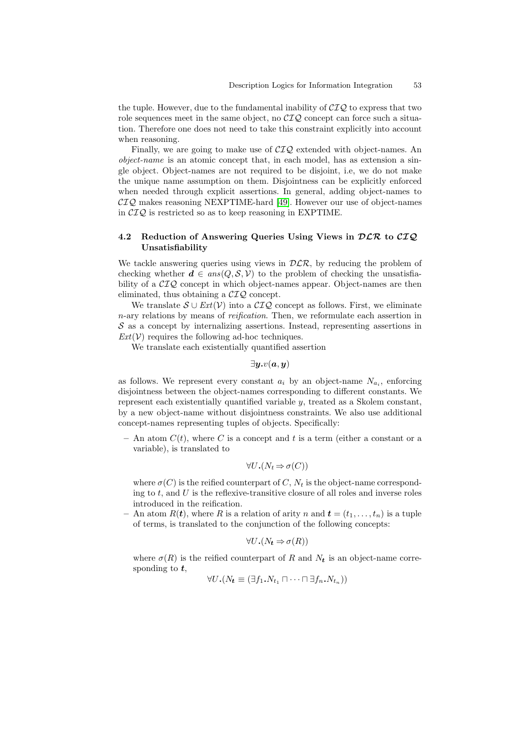the tuple. However, due to the fundamental inability of $\mathcal{CIQ}$ to express that two role sequences meet in the same object, no $\mathcal{CIQ}$ concept can force such a situation. Therefore one does not need to take this constraint explicitly into account when reasoning.

Finally, we are going to make use of $\mathcal{CIQ}$ extended with object-names. An *object-name* is an atomic concept that, in each model, has as extension a single object. Object-names are not required to be disjoint, i.e, we do not make the unique name assumption on them. Disjointness can be explicitly enforced when needed through explicit assertions. In general, adding object-names to $\mathcal{CIQ}$ makes reasoning NEXPTIME-hard [49]. However our use of object-names in $\mathcal{CIQ}$ is restricted so as to keep reasoning in EXPTIME.

### 4.2 Reduction of Answering Queries Using Views in $\mathcal{DLR}$ to $\mathcal{CIQ}$ Unsatisfiability

We tackle answering queries using views in $\mathcal{DLR}$, by reducing the problem of checking whether $\boldsymbol{d} \in \mathit{ans}(Q, \mathcal{S}, \mathcal{V})$ to the problem of checking the unsatisfiability of a $\mathcal{CIQ}$ concept in which object-names appear. Object-names are then eliminated, thus obtaining a $\mathcal{CIQ}$ concept.

We translate $\mathcal{S} \cup \mathit{Ext}(\mathcal{V})$ into a $\mathcal{CIQ}$ concept as follows. First, we eliminate $n$-ary relations by means of *reification*. Then, we reformulate each assertion in $\mathcal{S}$ as a concept by internalizing assertions. Instead, representing assertions in $\mathit{Ext}(\mathcal{V})$ requires the following ad-hoc techniques.

We translate each existentially quantified assertion

$$\exists \boldsymbol{y}.v(\boldsymbol{a}, \boldsymbol{y})$$

as follows. We represent every constant $a_i$ by an object-name $N_{a_i}$, enforcing disjointness between the object-names corresponding to different constants. We represent each existentially quantified variable $y$, treated as a Skolem constant, by a new object-name without disjointness constraints. We also use additional concept-names representing tuples of objects. Specifically:

- An atom $C(t)$, where $C$ is a concept and $t$ is a term (either a constant or a variable), is translated to

$$\forall U.(N_t \Rightarrow \sigma(C))$$

  where $\sigma(C)$ is the reified counterpart of $C$, $N_t$ is the object-name corresponding to $t$, and $U$ is the reflexive-transitive closure of all roles and inverse roles introduced in the reification.
- An atom $R(\boldsymbol{t})$, where $R$ is a relation of arity $n$ and $\boldsymbol{t} = (t_1, \ldots, t_n)$ is a tuple of terms, is translated to the conjunction of the following concepts:

$$\forall U.(N_{\boldsymbol{t}} \Rightarrow \sigma(R))$$

  where $\sigma(R)$ is the reified counterpart of $R$ and $N_{\boldsymbol{t}}$ is an object-name corresponding to $\boldsymbol{t}$,

$$\forall U.(N_{\boldsymbol{t}} \equiv (\exists f_1.N_{t_1} \sqcap \cdots \sqcap \exists f_n.N_{t_n}))$$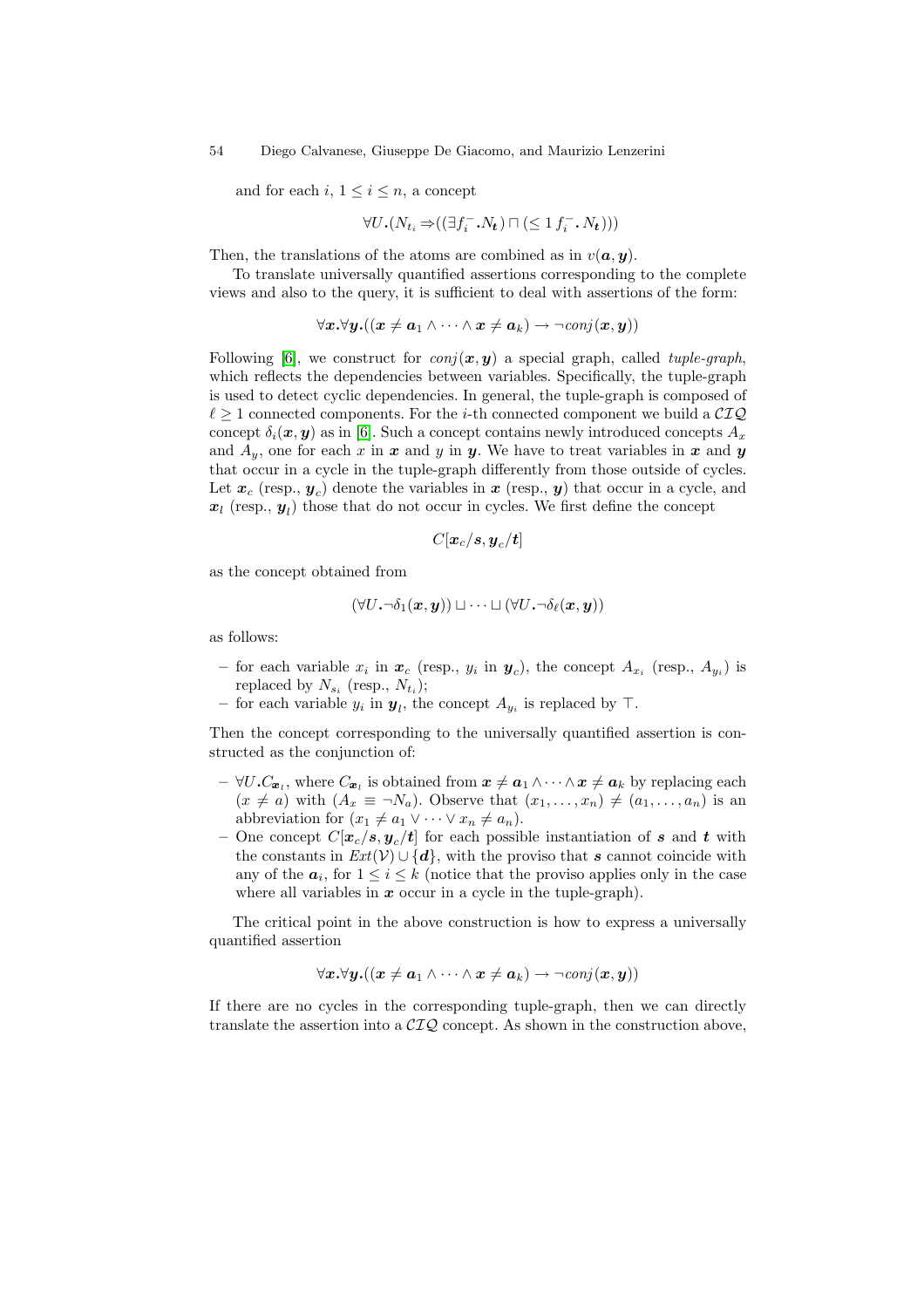and for each $i$, $1 \leq i \leq n$, a concept

$$\forall U.(N_{t_i} \Rightarrow ((\exists f_i^- . N_{\boldsymbol{t}}) \sqcap (\leq 1\, f_i^- . N_{\boldsymbol{t}})))$$

Then, the translations of the atoms are combined as in $v(\boldsymbol{a}, \boldsymbol{y})$.

To translate universally quantified assertions corresponding to the complete views and also to the query, it is sufficient to deal with assertions of the form:

$$\forall \boldsymbol{x}.\forall \boldsymbol{y}.((\boldsymbol{x} \neq \boldsymbol{a}_1 \wedge \cdots \wedge \boldsymbol{x} \neq \boldsymbol{a}_k) \rightarrow \neg conj(\boldsymbol{x}, \boldsymbol{y}))$$

Following [6], we construct for $conj(\boldsymbol{x}, \boldsymbol{y})$ a special graph, called *tuple-graph*, which reflects the dependencies between variables. Specifically, the tuple-graph is used to detect cyclic dependencies. In general, the tuple-graph is composed of $\ell \geq 1$ connected components. For the $i$-th connected component we build a $\mathcal{CIQ}$ concept $\delta_i(\boldsymbol{x}, \boldsymbol{y})$ as in [6]. Such a concept contains newly introduced concepts $A_x$ and $A_y$, one for each $x$ in $\boldsymbol{x}$ and $y$ in $\boldsymbol{y}$. We have to treat variables in $\boldsymbol{x}$ and $\boldsymbol{y}$ that occur in a cycle in the tuple-graph differently from those outside of cycles. Let $\boldsymbol{x}_c$ (resp., $\boldsymbol{y}_c$) denote the variables in $\boldsymbol{x}$ (resp., $\boldsymbol{y}$) that occur in a cycle, and $\boldsymbol{x}_l$ (resp., $\boldsymbol{y}_l$) those that do not occur in cycles. We first define the concept

$$C[\boldsymbol{x}_c/\boldsymbol{s}, \boldsymbol{y}_c/\boldsymbol{t}]$$

as the concept obtained from

$$(\forall U.\neg\delta_1(\boldsymbol{x}, \boldsymbol{y})) \sqcup \cdots \sqcup (\forall U.\neg\delta_\ell(\boldsymbol{x}, \boldsymbol{y}))$$

as follows:

- for each variable $x_i$ in $\boldsymbol{x}_c$ (resp., $y_i$ in $\boldsymbol{y}_c$), the concept $A_{x_i}$ (resp., $A_{y_i}$) is replaced by $N_{s_i}$ (resp., $N_{t_i}$);
- for each variable $y_i$ in $\boldsymbol{y}_l$, the concept $A_{y_i}$ is replaced by $\top$.

Then the concept corresponding to the universally quantified assertion is constructed as the conjunction of:

- $\forall U.C_{\boldsymbol{x}_l}$, where $C_{\boldsymbol{x}_l}$ is obtained from $\boldsymbol{x} \neq \boldsymbol{a}_1 \wedge \cdots \wedge \boldsymbol{x} \neq \boldsymbol{a}_k$ by replacing each $(x \neq a)$ with $(A_x \equiv \neg N_a)$. Observe that $(x_1, \ldots, x_n) \neq (a_1, \ldots, a_n)$ is an abbreviation for $(x_1 \neq a_1 \vee \cdots \vee x_n \neq a_n)$.
- One concept $C[\boldsymbol{x}_c/\boldsymbol{s}, \boldsymbol{y}_c/\boldsymbol{t}]$ for each possible instantiation of $\boldsymbol{s}$ and $\boldsymbol{t}$ with the constants in $Ext(\mathcal{V}) \cup \{\boldsymbol{d}\}$, with the proviso that $\boldsymbol{s}$ cannot coincide with any of the $\boldsymbol{a}_i$, for $1 \leq i \leq k$ (notice that the proviso applies only in the case where all variables in $\boldsymbol{x}$ occur in a cycle in the tuple-graph).

The critical point in the above construction is how to express a universally quantified assertion

$$\forall \boldsymbol{x}.\forall \boldsymbol{y}.((\boldsymbol{x} \neq \boldsymbol{a}_1 \wedge \cdots \wedge \boldsymbol{x} \neq \boldsymbol{a}_k) \rightarrow \neg conj(\boldsymbol{x}, \boldsymbol{y}))$$

If there are no cycles in the corresponding tuple-graph, then we can directly translate the assertion into a $\mathcal{CIQ}$ concept. As shown in the construction above,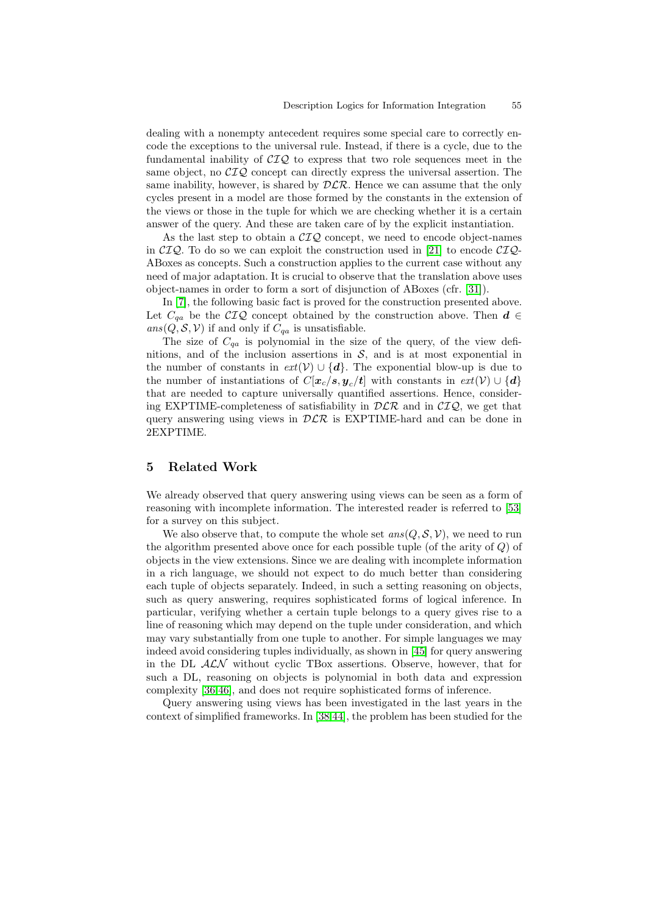dealing with a nonempty antecedent requires some special care to correctly encode the exceptions to the universal rule. Instead, if there is a cycle, due to the fundamental inability of $\mathcal{CIQ}$ to express that two role sequences meet in the same object, no $\mathcal{CIQ}$ concept can directly express the universal assertion. The same inability, however, is shared by $\mathcal{DLR}$. Hence we can assume that the only cycles present in a model are those formed by the constants in the extension of the views or those in the tuple for which we are checking whether it is a certain answer of the query. And these are taken care of by the explicit instantiation.

As the last step to obtain a $\mathcal{CIQ}$ concept, we need to encode object-names in $\mathcal{CIQ}$. To do so we can exploit the construction used in [21] to encode $\mathcal{CIQ}$-ABoxes as concepts. Such a construction applies to the current case without any need of major adaptation. It is crucial to observe that the translation above uses object-names in order to form a sort of disjunction of ABoxes (cfr. [31]).

In [7], the following basic fact is proved for the construction presented above. Let $C_{qa}$ be the $\mathcal{CIQ}$ concept obtained by the construction above. Then $\boldsymbol{d} \in ans(Q, \mathcal{S}, \mathcal{V})$ if and only if $C_{qa}$ is unsatisfiable.

The size of $C_{qa}$ is polynomial in the size of the query, of the view definitions, and of the inclusion assertions in $\mathcal{S}$, and is at most exponential in the number of constants in $ext(\mathcal{V}) \cup \{\boldsymbol{d}\}$. The exponential blow-up is due to the number of instantiations of $C[\boldsymbol{x}_c/\boldsymbol{s}, \boldsymbol{y}_c/\boldsymbol{t}]$ with constants in $ext(\mathcal{V}) \cup \{\boldsymbol{d}\}$ that are needed to capture universally quantified assertions. Hence, considering EXPTIME-completeness of satisfiability in $\mathcal{DLR}$ and in $\mathcal{CIQ}$, we get that query answering using views in $\mathcal{DLR}$ is EXPTIME-hard and can be done in 2EXPTIME.

## 5 Related Work

We already observed that query answering using views can be seen as a form of reasoning with incomplete information. The interested reader is referred to [53] for a survey on this subject.

We also observe that, to compute the whole set $ans(Q, \mathcal{S}, \mathcal{V})$, we need to run the algorithm presented above once for each possible tuple (of the arity of $Q$) of objects in the view extensions. Since we are dealing with incomplete information in a rich language, we should not expect to do much better than considering each tuple of objects separately. Indeed, in such a setting reasoning on objects, such as query answering, requires sophisticated forms of logical inference. In particular, verifying whether a certain tuple belongs to a query gives rise to a line of reasoning which may depend on the tuple under consideration, and which may vary substantially from one tuple to another. For simple languages we may indeed avoid considering tuples individually, as shown in [45] for query answering in the DL $\mathcal{ALN}$ without cyclic TBox assertions. Observe, however, that for such a DL, reasoning on objects is polynomial in both data and expression complexity [36,46], and does not require sophisticated forms of inference.

Query answering using views has been investigated in the last years in the context of simplified frameworks. In [38,44], the problem has been studied for the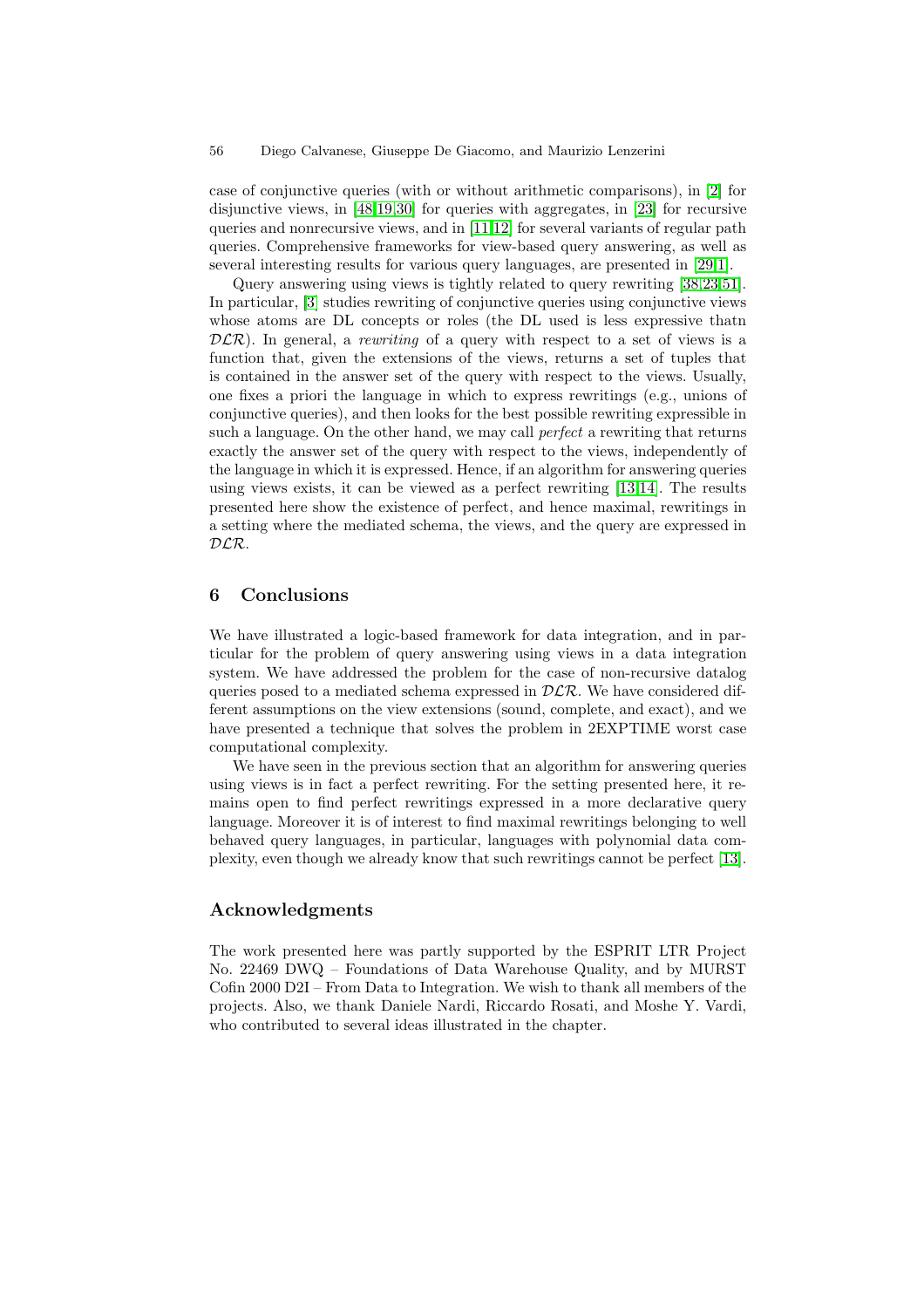case of conjunctive queries (with or without arithmetic comparisons), in [2] for disjunctive views, in [48,19,30] for queries with aggregates, in [23] for recursive queries and nonrecursive views, and in [11,12] for several variants of regular path queries. Comprehensive frameworks for view-based query answering, as well as several interesting results for various query languages, are presented in [29,1].

Query answering using views is tightly related to query rewriting [38,23,51]. In particular, [3] studies rewriting of conjunctive queries using conjunctive views whose atoms are DL concepts or roles (the DL used is less expressive thatn $\mathcal{DLR}$). In general, a *rewriting* of a query with respect to a set of views is a function that, given the extensions of the views, returns a set of tuples that is contained in the answer set of the query with respect to the views. Usually, one fixes a priori the language in which to express rewritings (e.g., unions of conjunctive queries), and then looks for the best possible rewriting expressible in such a language. On the other hand, we may call *perfect* a rewriting that returns exactly the answer set of the query with respect to the views, independently of the language in which it is expressed. Hence, if an algorithm for answering queries using views exists, it can be viewed as a perfect rewriting [13,14]. The results presented here show the existence of perfect, and hence maximal, rewritings in a setting where the mediated schema, the views, and the query are expressed in $\mathcal{DLR}$.

## 6 Conclusions

We have illustrated a logic-based framework for data integration, and in particular for the problem of query answering using views in a data integration system. We have addressed the problem for the case of non-recursive datalog queries posed to a mediated schema expressed in $\mathcal{DLR}$. We have considered different assumptions on the view extensions (sound, complete, and exact), and we have presented a technique that solves the problem in 2EXPTIME worst case computational complexity.

We have seen in the previous section that an algorithm for answering queries using views is in fact a perfect rewriting. For the setting presented here, it remains open to find perfect rewritings expressed in a more declarative query language. Moreover it is of interest to find maximal rewritings belonging to well behaved query languages, in particular, languages with polynomial data complexity, even though we already know that such rewritings cannot be perfect [13].

## Acknowledgments

The work presented here was partly supported by the ESPRIT LTR Project No. 22469 DWQ – Foundations of Data Warehouse Quality, and by MURST Cofin 2000 D2I – From Data to Integration. We wish to thank all members of the projects. Also, we thank Daniele Nardi, Riccardo Rosati, and Moshe Y. Vardi, who contributed to several ideas illustrated in the chapter.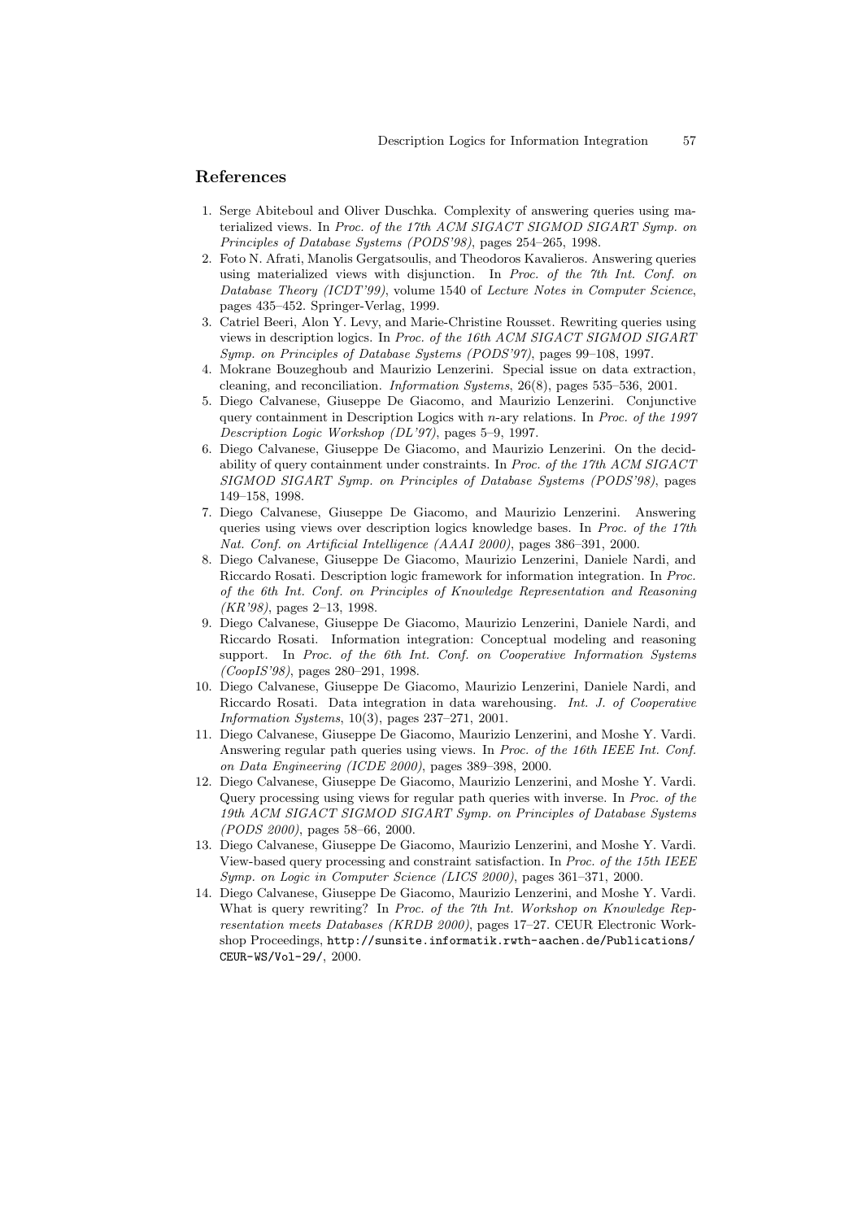## References

1. Serge Abiteboul and Oliver Duschka. Complexity of answering queries using materialized views. In *Proc. of the 17th ACM SIGACT SIGMOD SIGART Symp. on Principles of Database Systems (PODS'98)*, pages 254–265, 1998.
2. Foto N. Afrati, Manolis Gergatsoulis, and Theodoros Kavalieros. Answering queries using materialized views with disjunction. In *Proc. of the 7th Int. Conf. on Database Theory (ICDT'99)*, volume 1540 of *Lecture Notes in Computer Science*, pages 435–452. Springer-Verlag, 1999.
3. Catriel Beeri, Alon Y. Levy, and Marie-Christine Rousset. Rewriting queries using views in description logics. In *Proc. of the 16th ACM SIGACT SIGMOD SIGART Symp. on Principles of Database Systems (PODS'97)*, pages 99–108, 1997.
4. Mokrane Bouzeghoub and Maurizio Lenzerini. Special issue on data extraction, cleaning, and reconciliation. *Information Systems*, 26(8), pages 535–536, 2001.
5. Diego Calvanese, Giuseppe De Giacomo, and Maurizio Lenzerini. Conjunctive query containment in Description Logics with $n$-ary relations. In *Proc. of the 1997 Description Logic Workshop (DL'97)*, pages 5–9, 1997.
6. Diego Calvanese, Giuseppe De Giacomo, and Maurizio Lenzerini. On the decidability of query containment under constraints. In *Proc. of the 17th ACM SIGACT SIGMOD SIGART Symp. on Principles of Database Systems (PODS'98)*, pages 149–158, 1998.
7. Diego Calvanese, Giuseppe De Giacomo, and Maurizio Lenzerini. Answering queries using views over description logics knowledge bases. In *Proc. of the 17th Nat. Conf. on Artificial Intelligence (AAAI 2000)*, pages 386–391, 2000.
8. Diego Calvanese, Giuseppe De Giacomo, Maurizio Lenzerini, Daniele Nardi, and Riccardo Rosati. Description logic framework for information integration. In *Proc. of the 6th Int. Conf. on Principles of Knowledge Representation and Reasoning (KR'98)*, pages 2–13, 1998.
9. Diego Calvanese, Giuseppe De Giacomo, Maurizio Lenzerini, Daniele Nardi, and Riccardo Rosati. Information integration: Conceptual modeling and reasoning support. In *Proc. of the 6th Int. Conf. on Cooperative Information Systems (CoopIS'98)*, pages 280–291, 1998.
10. Diego Calvanese, Giuseppe De Giacomo, Maurizio Lenzerini, Daniele Nardi, and Riccardo Rosati. Data integration in data warehousing. *Int. J. of Cooperative Information Systems*, 10(3), pages 237–271, 2001.
11. Diego Calvanese, Giuseppe De Giacomo, Maurizio Lenzerini, and Moshe Y. Vardi. Answering regular path queries using views. In *Proc. of the 16th IEEE Int. Conf. on Data Engineering (ICDE 2000)*, pages 389–398, 2000.
12. Diego Calvanese, Giuseppe De Giacomo, Maurizio Lenzerini, and Moshe Y. Vardi. Query processing using views for regular path queries with inverse. In *Proc. of the 19th ACM SIGACT SIGMOD SIGART Symp. on Principles of Database Systems (PODS 2000)*, pages 58–66, 2000.
13. Diego Calvanese, Giuseppe De Giacomo, Maurizio Lenzerini, and Moshe Y. Vardi. View-based query processing and constraint satisfaction. In *Proc. of the 15th IEEE Symp. on Logic in Computer Science (LICS 2000)*, pages 361–371, 2000.
14. Diego Calvanese, Giuseppe De Giacomo, Maurizio Lenzerini, and Moshe Y. Vardi. What is query rewriting? In *Proc. of the 7th Int. Workshop on Knowledge Representation meets Databases (KRDB 2000)*, pages 17–27. CEUR Electronic Workshop Proceedings, `http://sunsite.informatik.rwth-aachen.de/Publications/CEUR-WS/Vol-29/`, 2000.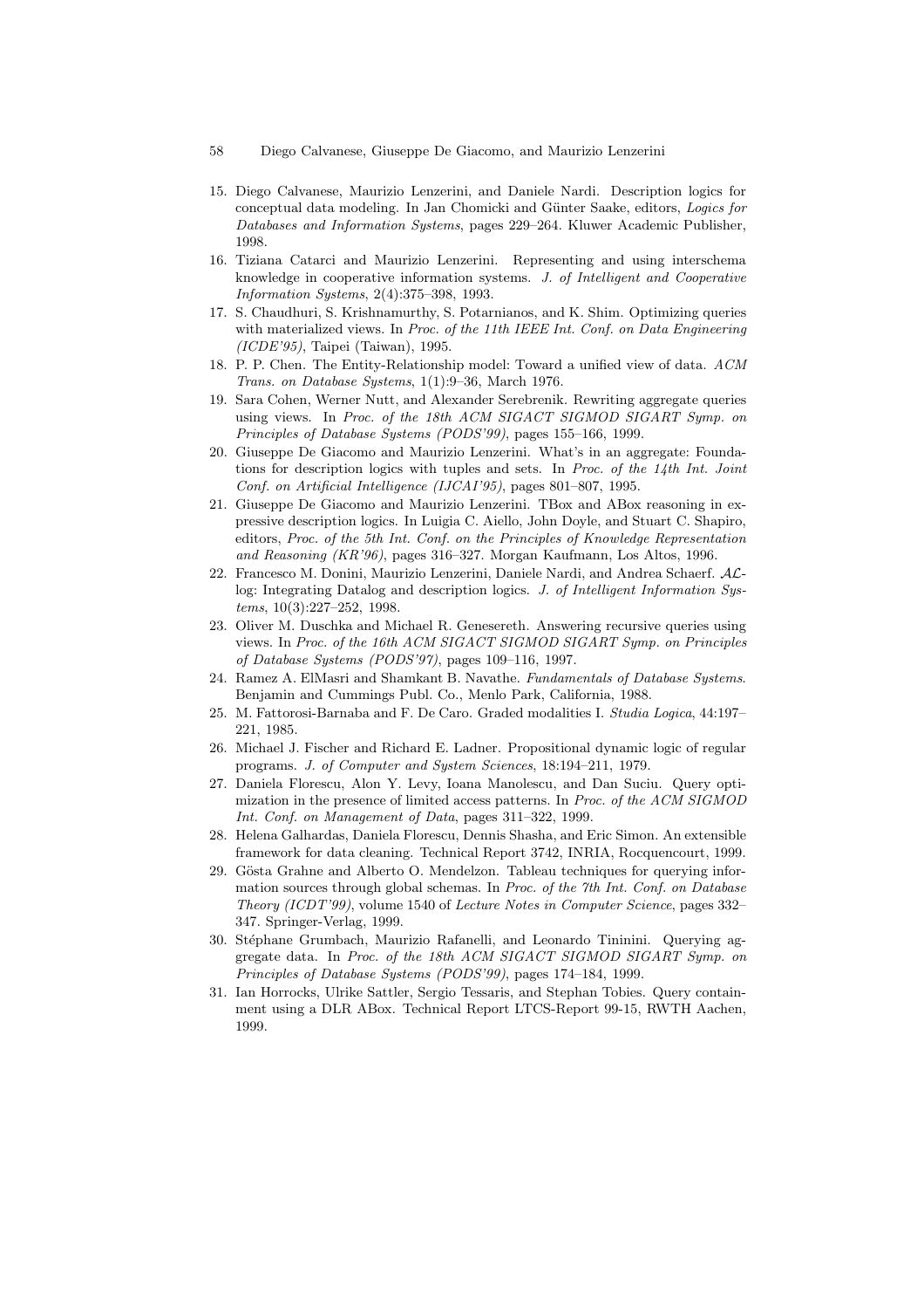15. Diego Calvanese, Maurizio Lenzerini, and Daniele Nardi. Description logics for conceptual data modeling. In Jan Chomicki and Günter Saake, editors, *Logics for Databases and Information Systems*, pages 229–264. Kluwer Academic Publisher, 1998.
16. Tiziana Catarci and Maurizio Lenzerini. Representing and using interschema knowledge in cooperative information systems. *J. of Intelligent and Cooperative Information Systems*, 2(4):375–398, 1993.
17. S. Chaudhuri, S. Krishnamurthy, S. Potarnianos, and K. Shim. Optimizing queries with materialized views. In *Proc. of the 11th IEEE Int. Conf. on Data Engineering (ICDE'95)*, Taipei (Taiwan), 1995.
18. P. P. Chen. The Entity-Relationship model: Toward a unified view of data. *ACM Trans. on Database Systems*, 1(1):9–36, March 1976.
19. Sara Cohen, Werner Nutt, and Alexander Serebrenik. Rewriting aggregate queries using views. In *Proc. of the 18th ACM SIGACT SIGMOD SIGART Symp. on Principles of Database Systems (PODS'99)*, pages 155–166, 1999.
20. Giuseppe De Giacomo and Maurizio Lenzerini. What's in an aggregate: Foundations for description logics with tuples and sets. In *Proc. of the 14th Int. Joint Conf. on Artificial Intelligence (IJCAI'95)*, pages 801–807, 1995.
21. Giuseppe De Giacomo and Maurizio Lenzerini. TBox and ABox reasoning in expressive description logics. In Luigia C. Aiello, John Doyle, and Stuart C. Shapiro, editors, *Proc. of the 5th Int. Conf. on the Principles of Knowledge Representation and Reasoning (KR'96)*, pages 316–327. Morgan Kaufmann, Los Altos, 1996.
22. Francesco M. Donini, Maurizio Lenzerini, Daniele Nardi, and Andrea Schaerf. $\mathcal{AL}$-log: Integrating Datalog and description logics. *J. of Intelligent Information Systems*, 10(3):227–252, 1998.
23. Oliver M. Duschka and Michael R. Genesereth. Answering recursive queries using views. In *Proc. of the 16th ACM SIGACT SIGMOD SIGART Symp. on Principles of Database Systems (PODS'97)*, pages 109–116, 1997.
24. Ramez A. ElMasri and Shamkant B. Navathe. *Fundamentals of Database Systems*. Benjamin and Cummings Publ. Co., Menlo Park, California, 1988.
25. M. Fattorosi-Barnaba and F. De Caro. Graded modalities I. *Studia Logica*, 44:197–221, 1985.
26. Michael J. Fischer and Richard E. Ladner. Propositional dynamic logic of regular programs. *J. of Computer and System Sciences*, 18:194–211, 1979.
27. Daniela Florescu, Alon Y. Levy, Ioana Manolescu, and Dan Suciu. Query optimization in the presence of limited access patterns. In *Proc. of the ACM SIGMOD Int. Conf. on Management of Data*, pages 311–322, 1999.
28. Helena Galhardas, Daniela Florescu, Dennis Shasha, and Eric Simon. An extensible framework for data cleaning. Technical Report 3742, INRIA, Rocquencourt, 1999.
29. Gösta Grahne and Alberto O. Mendelzon. Tableau techniques for querying information sources through global schemas. In *Proc. of the 7th Int. Conf. on Database Theory (ICDT'99)*, volume 1540 of *Lecture Notes in Computer Science*, pages 332–347. Springer-Verlag, 1999.
30. Stéphane Grumbach, Maurizio Rafanelli, and Leonardo Tininini. Querying aggregate data. In *Proc. of the 18th ACM SIGACT SIGMOD SIGART Symp. on Principles of Database Systems (PODS'99)*, pages 174–184, 1999.
31. Ian Horrocks, Ulrike Sattler, Sergio Tessaris, and Stephan Tobies. Query containment using a DLR ABox. Technical Report LTCS-Report 99-15, RWTH Aachen, 1999.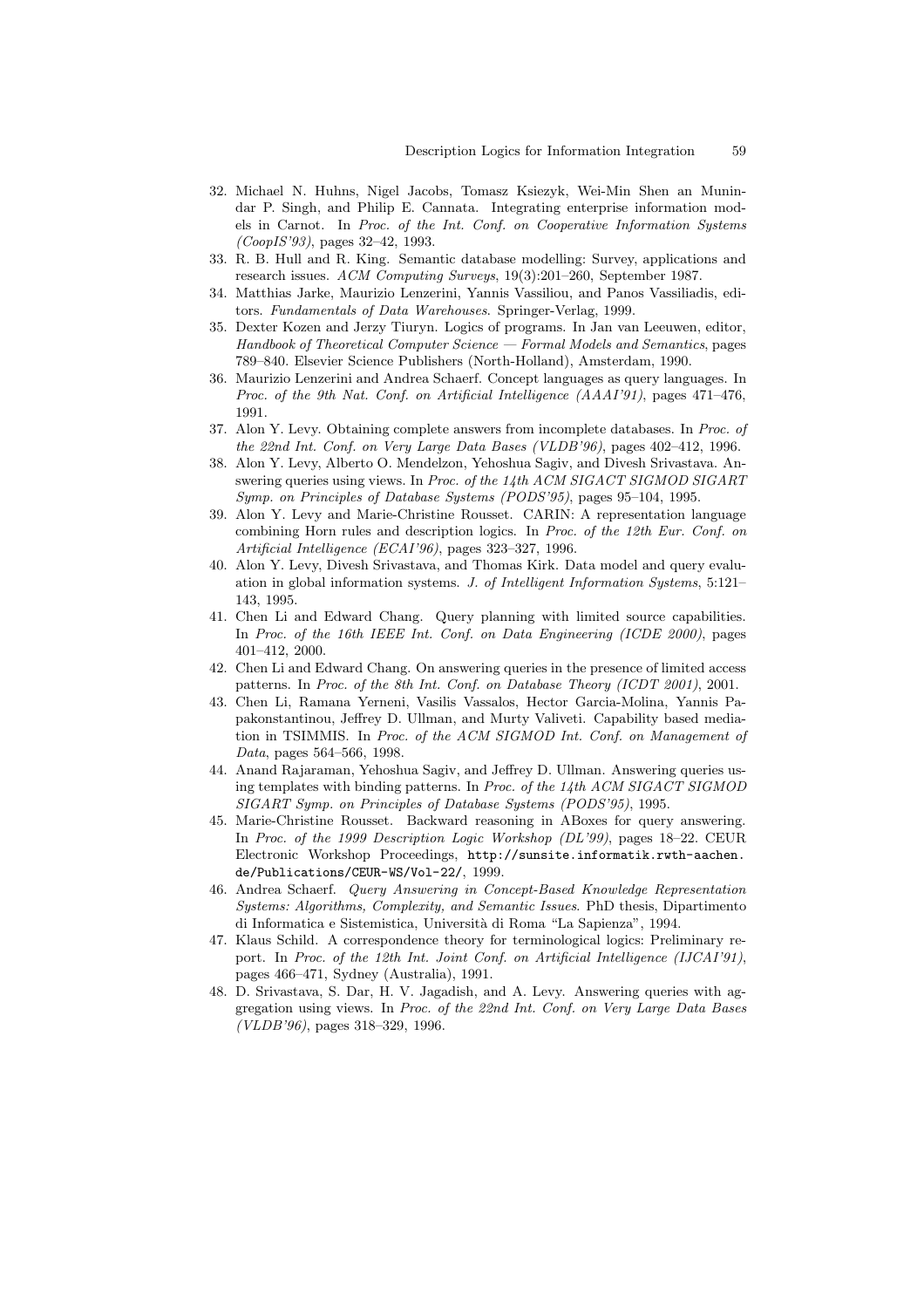32. Michael N. Huhns, Nigel Jacobs, Tomasz Ksiezyk, Wei-Min Shen an Munindar P. Singh, and Philip E. Cannata. Integrating enterprise information models in Carnot. In *Proc. of the Int. Conf. on Cooperative Information Systems (CoopIS'93)*, pages 32–42, 1993.
33. R. B. Hull and R. King. Semantic database modelling: Survey, applications and research issues. *ACM Computing Surveys*, 19(3):201–260, September 1987.
34. Matthias Jarke, Maurizio Lenzerini, Yannis Vassiliou, and Panos Vassiliadis, editors. *Fundamentals of Data Warehouses*. Springer-Verlag, 1999.
35. Dexter Kozen and Jerzy Tiuryn. Logics of programs. In Jan van Leeuwen, editor, *Handbook of Theoretical Computer Science — Formal Models and Semantics*, pages 789–840. Elsevier Science Publishers (North-Holland), Amsterdam, 1990.
36. Maurizio Lenzerini and Andrea Schaerf. Concept languages as query languages. In *Proc. of the 9th Nat. Conf. on Artificial Intelligence (AAAI'91)*, pages 471–476, 1991.
37. Alon Y. Levy. Obtaining complete answers from incomplete databases. In *Proc. of the 22nd Int. Conf. on Very Large Data Bases (VLDB'96)*, pages 402–412, 1996.
38. Alon Y. Levy, Alberto O. Mendelzon, Yehoshua Sagiv, and Divesh Srivastava. Answering queries using views. In *Proc. of the 14th ACM SIGACT SIGMOD SIGART Symp. on Principles of Database Systems (PODS'95)*, pages 95–104, 1995.
39. Alon Y. Levy and Marie-Christine Rousset. CARIN: A representation language combining Horn rules and description logics. In *Proc. of the 12th Eur. Conf. on Artificial Intelligence (ECAI'96)*, pages 323–327, 1996.
40. Alon Y. Levy, Divesh Srivastava, and Thomas Kirk. Data model and query evaluation in global information systems. *J. of Intelligent Information Systems*, 5:121–143, 1995.
41. Chen Li and Edward Chang. Query planning with limited source capabilities. In *Proc. of the 16th IEEE Int. Conf. on Data Engineering (ICDE 2000)*, pages 401–412, 2000.
42. Chen Li and Edward Chang. On answering queries in the presence of limited access patterns. In *Proc. of the 8th Int. Conf. on Database Theory (ICDT 2001)*, 2001.
43. Chen Li, Ramana Yerneni, Vasilis Vassalos, Hector Garcia-Molina, Yannis Papakonstantinou, Jeffrey D. Ullman, and Murty Valiveti. Capability based mediation in TSIMMIS. In *Proc. of the ACM SIGMOD Int. Conf. on Management of Data*, pages 564–566, 1998.
44. Anand Rajaraman, Yehoshua Sagiv, and Jeffrey D. Ullman. Answering queries using templates with binding patterns. In *Proc. of the 14th ACM SIGACT SIGMOD SIGART Symp. on Principles of Database Systems (PODS'95)*, 1995.
45. Marie-Christine Rousset. Backward reasoning in ABoxes for query answering. In *Proc. of the 1999 Description Logic Workshop (DL'99)*, pages 18–22. CEUR Electronic Workshop Proceedings, `http://sunsite.informatik.rwth-aachen.de/Publications/CEUR-WS/Vol-22/`, 1999.
46. Andrea Schaerf. *Query Answering in Concept-Based Knowledge Representation Systems: Algorithms, Complexity, and Semantic Issues*. PhD thesis, Dipartimento di Informatica e Sistemistica, Università di Roma "La Sapienza", 1994.
47. Klaus Schild. A correspondence theory for terminological logics: Preliminary report. In *Proc. of the 12th Int. Joint Conf. on Artificial Intelligence (IJCAI'91)*, pages 466–471, Sydney (Australia), 1991.
48. D. Srivastava, S. Dar, H. V. Jagadish, and A. Levy. Answering queries with aggregation using views. In *Proc. of the 22nd Int. Conf. on Very Large Data Bases (VLDB'96)*, pages 318–329, 1996.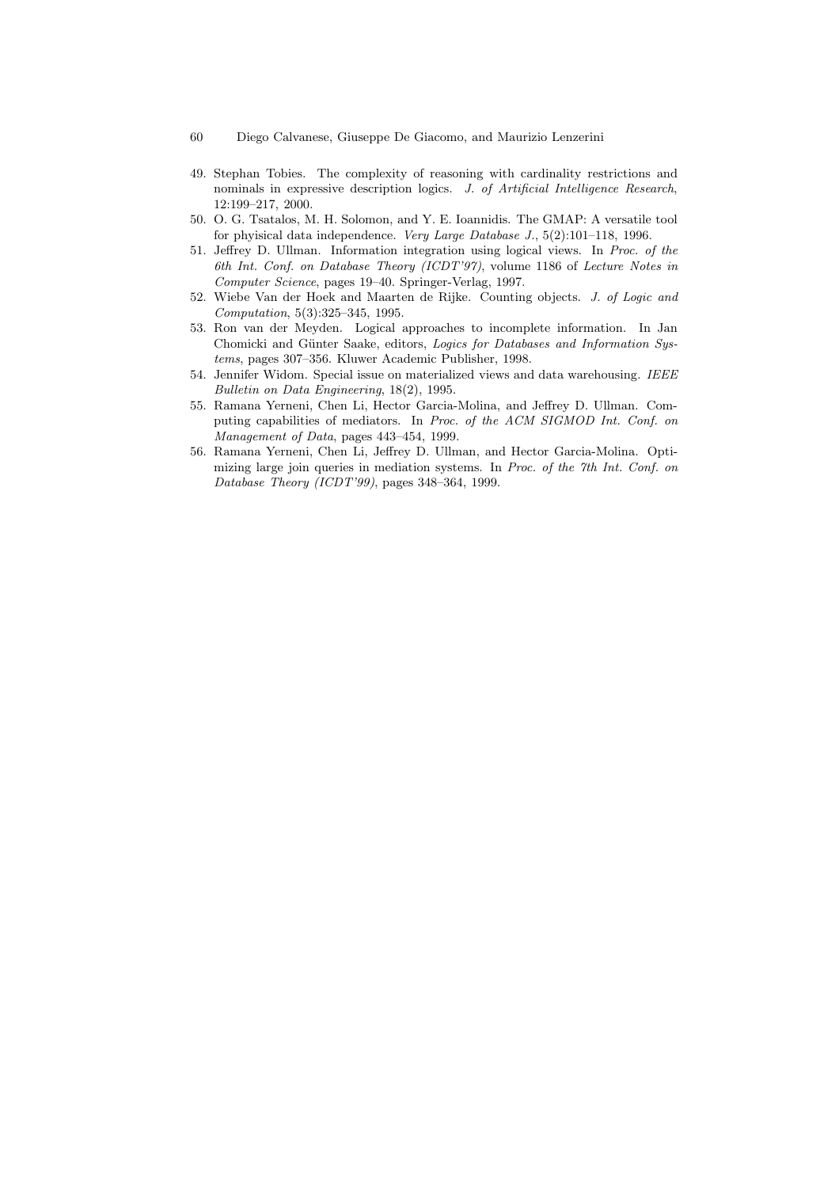49. Stephan Tobies. The complexity of reasoning with cardinality restrictions and nominals in expressive description logics. *J. of Artificial Intelligence Research*, 12:199–217, 2000.
50. O. G. Tsatalos, M. H. Solomon, and Y. E. Ioannidis. The GMAP: A versatile tool for phyisical data independence. *Very Large Database J.*, 5(2):101–118, 1996.
51. Jeffrey D. Ullman. Information integration using logical views. In *Proc. of the 6th Int. Conf. on Database Theory (ICDT'97)*, volume 1186 of *Lecture Notes in Computer Science*, pages 19–40. Springer-Verlag, 1997.
52. Wiebe Van der Hoek and Maarten de Rijke. Counting objects. *J. of Logic and Computation*, 5(3):325–345, 1995.
53. Ron van der Meyden. Logical approaches to incomplete information. In Jan Chomicki and Günter Saake, editors, *Logics for Databases and Information Systems*, pages 307–356. Kluwer Academic Publisher, 1998.
54. Jennifer Widom. Special issue on materialized views and data warehousing. *IEEE Bulletin on Data Engineering*, 18(2), 1995.
55. Ramana Yerneni, Chen Li, Hector Garcia-Molina, and Jeffrey D. Ullman. Computing capabilities of mediators. In *Proc. of the ACM SIGMOD Int. Conf. on Management of Data*, pages 443–454, 1999.
56. Ramana Yerneni, Chen Li, Jeffrey D. Ullman, and Hector Garcia-Molina. Optimizing large join queries in mediation systems. In *Proc. of the 7th Int. Conf. on Database Theory (ICDT'99)*, pages 348–364, 1999.